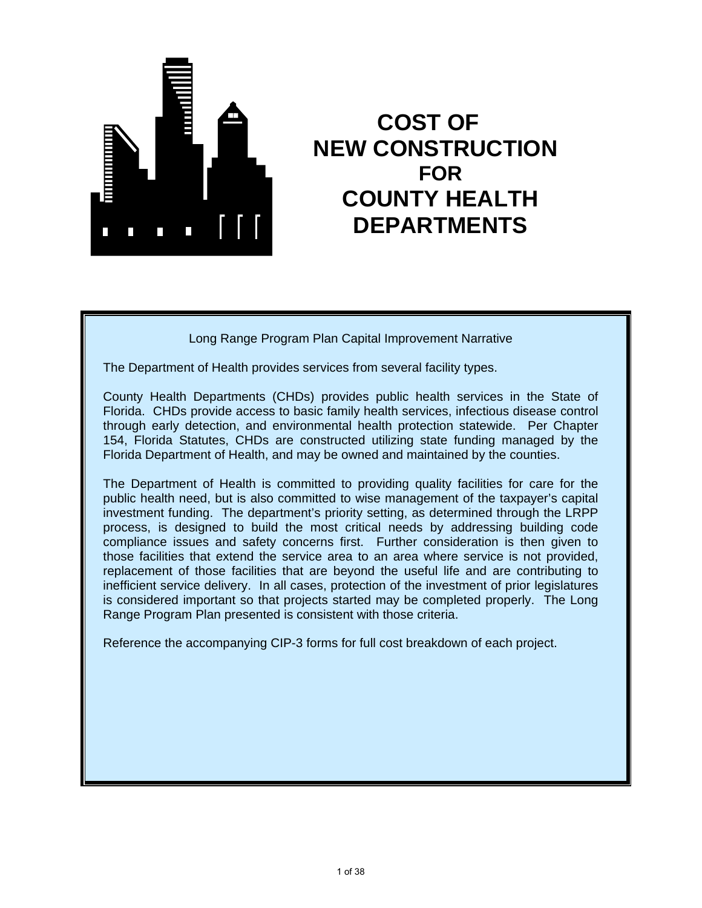# COST OF NEW CONSTRUCTION FOR COUNTY HEALTH DEPARTMENTS

Long Range Program Plan Capital Improvement Narrative

The Department of Health provides services from several facility types.

County Health Departments (CHDs) provides public health services in the State of Florida. CHDs provide access to basic family health services, infectious disease control through early detection, and environmental health protection statewide. Per Chapter 154, Florida Statutes, CHDs are constructed utilizing state funding managed by the Florida Department of Health, and may be owned and maintained by the counties.

The Department of Health is committed to providing quality facilities for care for the public health need, but is also committed to wise management of the taxpayer's capital investment funding. The department's priority setting, as determined through the LRPP process, is designed to build the most critical needs by addressing building code compliance issues and safety concerns first. Further consideration is then given to those facilities that extend the service area to an area where service is not provided, replacement of those facilities that are beyond the useful life and are contributing to inefficient service delivery. In all cases, protection of the investment of prior legislatures is considered important so that projects started may be completed properly. The Long Range Program Plan presented is consistent with those criteria.

Reference the accompanying CIP-3 forms for full cost breakdown of each project.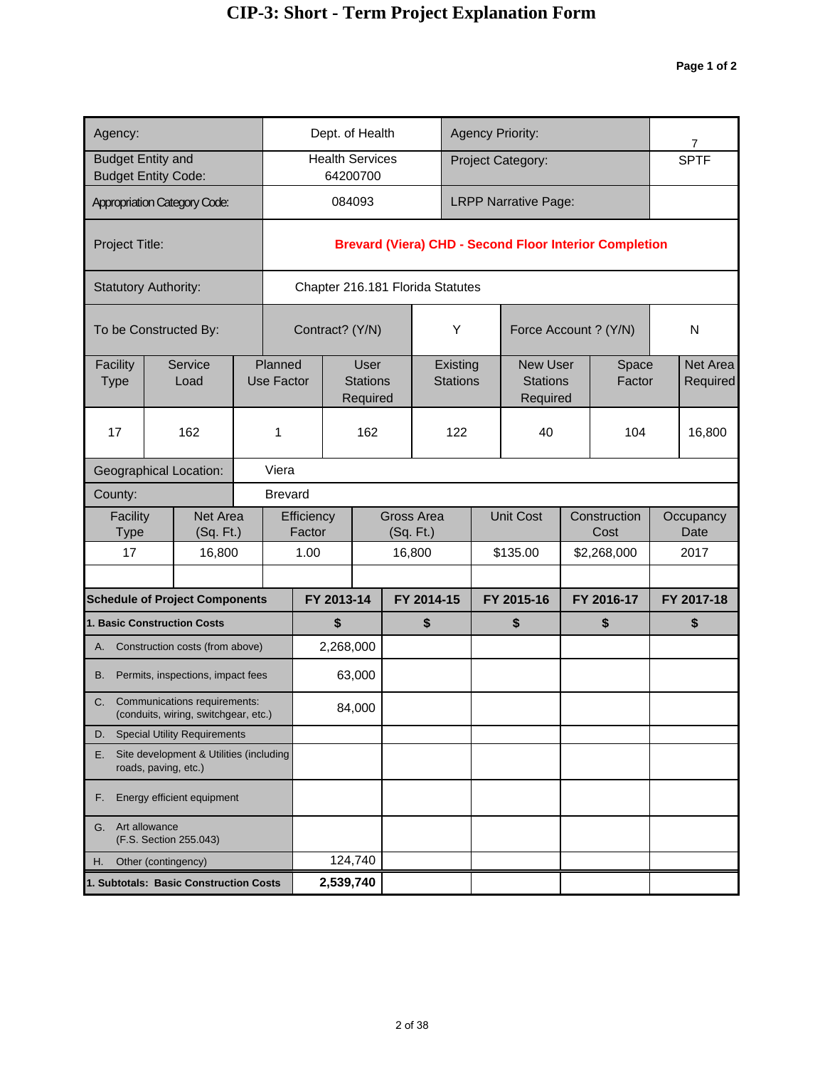# CIP-3: Short - Term Project Explanation Form

**Page 1 of 2**

| | | | |
|---|---|---|---|
| Agency: | Dept. of Health | Agency Priority: | 7 |
| Budget Entity and Budget Entity Code: | Health Services 64200700 | Project Category: | SPTF |
| Appropriation Category Code: | 084093 | LRPP Narrative Page: | |
| Project Title: | **Brevard (Viera) CHD - Second Floor Interior Completion** | | |
| Statutory Authority: | Chapter 216.181 Florida Statutes | | |

| To be Constructed By: | Contract? (Y/N) | Y | Force Account ? (Y/N) | N |
|---|---|---|---|---|

| Facility Type | Service Load | Planned Use Factor | User Stations Required | Existing Stations | New User Stations Required | Space Factor | Net Area Required |
|---|---|---|---|---|---|---|---|
| 17 | 162 | 1 | 162 | 122 | 40 | 104 | 16,800 |

| | |
|---|---|
| Geographical Location: | Viera |
| County: | Brevard |

| Facility Type | Net Area (Sq. Ft.) | Efficiency Factor | Gross Area (Sq. Ft.) | Unit Cost | Construction Cost | Occupancy Date |
|---|---|---|---|---|---|---|
| 17 | 16,800 | 1.00 | 16,800 | $135.00 | $2,268,000 | 2017 |
| | | | | | | |

| **Schedule of Project Components** | **FY 2013-14** | **FY 2014-15** | **FY 2015-16** | **FY 2016-17** | **FY 2017-18** |
|---|---|---|---|---|---|
| **1. Basic Construction Costs** | **$** | **$** | **$** | **$** | **$** |
| A. Construction costs (from above) | 2,268,000 | | | | |
| B. Permits, inspections, impact fees | 63,000 | | | | |
| C. Communications requirements: (conduits, wiring, switchgear, etc.) | 84,000 | | | | |
| D. Special Utility Requirements | | | | | |
| E. Site development & Utilities (including roads, paving, etc.) | | | | | |
| F. Energy efficient equipment | | | | | |
| G. Art allowance (F.S. Section 255.043) | | | | | |
| H. Other (contingency) | 124,740 | | | | |
| **1. Subtotals: Basic Construction Costs** | **2,539,740** | | | | |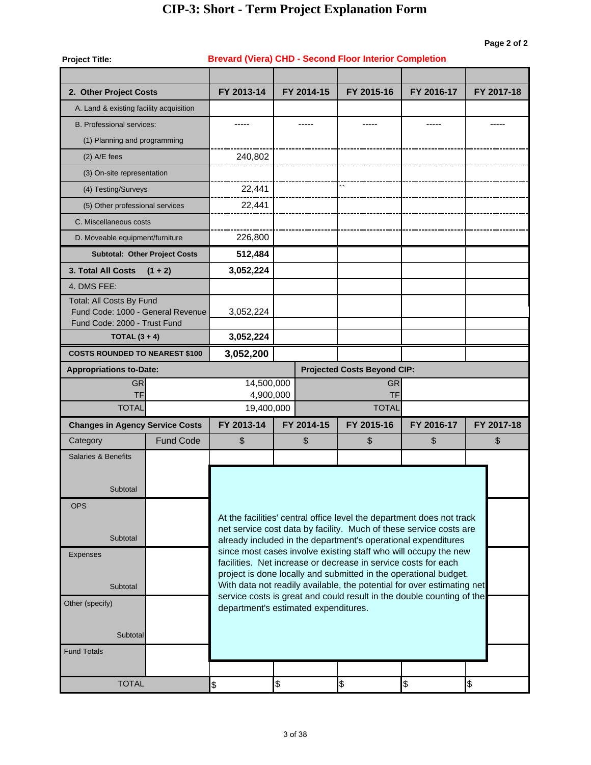# CIP-3: Short - Term Project Explanation Form

**Page 2 of 2**

**Project Title:** **Brevard (Viera) CHD - Second Floor Interior Completion**

| 2. Other Project Costs | FY 2013-14 | FY 2014-15 | FY 2015-16 | FY 2016-17 | FY 2017-18 |
|---|---|---|---|---|---|
| A. Land & existing facility acquisition | | | | | |
| B. Professional services: | ----- | ----- | ----- | ----- | ----- |
| (1) Planning and programming | | | | | |
| (2) A/E fees | 240,802 | | | | |
| (3) On-site representation | | | | | |
| (4) Testing/Surveys | 22,441 | | `` | | |
| (5) Other professional services | 22,441 | | | | |
| C. Miscellaneous costs | | | | | |
| D. Moveable equipment/furniture | 226,800 | | | | |
| **Subtotal: Other Project Costs** | **512,484** | | | | |
| **3. Total All Costs (1 + 2)** | **3,052,224** | | | | |
| 4. DMS FEE: | | | | | |
| Total: All Costs By Fund | | | | | |
| Fund Code: 1000 - General Revenue | 3,052,224 | | | | |
| Fund Code: 2000 - Trust Fund | | | | | |
| **TOTAL (3 + 4)** | **3,052,224** | | | | |
| **COSTS ROUNDED TO NEAREST $100** | **3,052,200** | | | | |

| **Appropriations to-Date:** | | **Projected Costs Beyond CIP:** | |
|---|---|---|---|
| GR | 14,500,000 | GR | |
| TF | 4,900,000 | TF | |
| TOTAL | 19,400,000 | TOTAL | |

| Changes in Agency Service Costs | | FY 2013-14 | FY 2014-15 | FY 2015-16 | FY 2016-17 | FY 2017-18 |
|---|---|---|---|---|---|---|
| Category | Fund Code | $ | $ | $ | $ | $ |
| Salaries & Benefits | | | | | | |
| Subtotal | | | | | | |
| OPS | | | | | | |
| Subtotal | | | | | | |
| Expenses | | | | | | |
| Subtotal | | | | | | |
| Other (specify) | | | | | | |
| Subtotal | | | | | | |
| Fund Totals | | | | | | |
| TOTAL | | $ | $ | $ | $ | $ |

At the facilities' central office level the department does not track net service cost data by facility. Much of these service costs are already included in the department's operational expenditures since most cases involve existing staff who will occupy the new facilities. Net increase or decrease in service costs for each project is done locally and submitted in the operational budget. With data not readily available, the potential for over estimating net service costs is great and could result in the double counting of the department's estimated expenditures.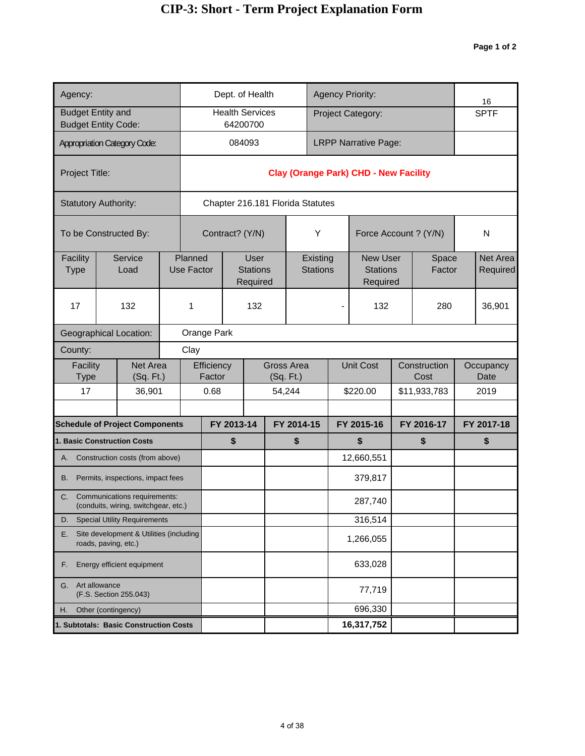# CIP-3: Short - Term Project Explanation Form

Page 1 of 2

| | | | |
|---|---|---|---|
| Agency: | Dept. of Health | Agency Priority: | 16 |
| Budget Entity and Budget Entity Code: | Health Services 64200700 | Project Category: | SPTF |
| Appropriation Category Code: | 084093 | LRPP Narrative Page: | |
| Project Title: | **Clay (Orange Park) CHD - New Facility** | | |
| Statutory Authority: | Chapter 216.181 Florida Statutes | | |

| To be Constructed By: | Contract? (Y/N) | Y | Force Account ? (Y/N) | N |
|---|---|---|---|---|

| Facility Type | Service Load | Planned Use Factor | User Stations Required | Existing Stations | New User Stations Required | Space Factor | Net Area Required |
|---|---|---|---|---|---|---|---|
| 17 | 132 | 1 | 132 | - | 132 | 280 | 36,901 |

Geographical Location: Orange Park

County: Clay

| Facility Type | Net Area (Sq. Ft.) | Efficiency Factor | Gross Area (Sq. Ft.) | Unit Cost | Construction Cost | Occupancy Date |
|---|---|---|---|---|---|---|
| 17 | 36,901 | 0.68 | 54,244 | $220.00 | $11,933,783 | 2019 |
| | | | | | | |

| Schedule of Project Components | FY 2013-14 | FY 2014-15 | FY 2015-16 | FY 2016-17 | FY 2017-18 |
|---|---|---|---|---|---|
| **1. Basic Construction Costs** | $ | $ | $ | $ | $ |
| A. Construction costs (from above) | | | 12,660,551 | | |
| B. Permits, inspections, impact fees | | | 379,817 | | |
| C. Communications requirements: (conduits, wiring, switchgear, etc.) | | | 287,740 | | |
| D. Special Utility Requirements | | | 316,514 | | |
| E. Site development & Utilities (including roads, paving, etc.) | | | 1,266,055 | | |
| F. Energy efficient equipment | | | 633,028 | | |
| G. Art allowance (F.S. Section 255.043) | | | 77,719 | | |
| H. Other (contingency) | | | 696,330 | | |
| **1. Subtotals: Basic Construction Costs** | | | **16,317,752** | | |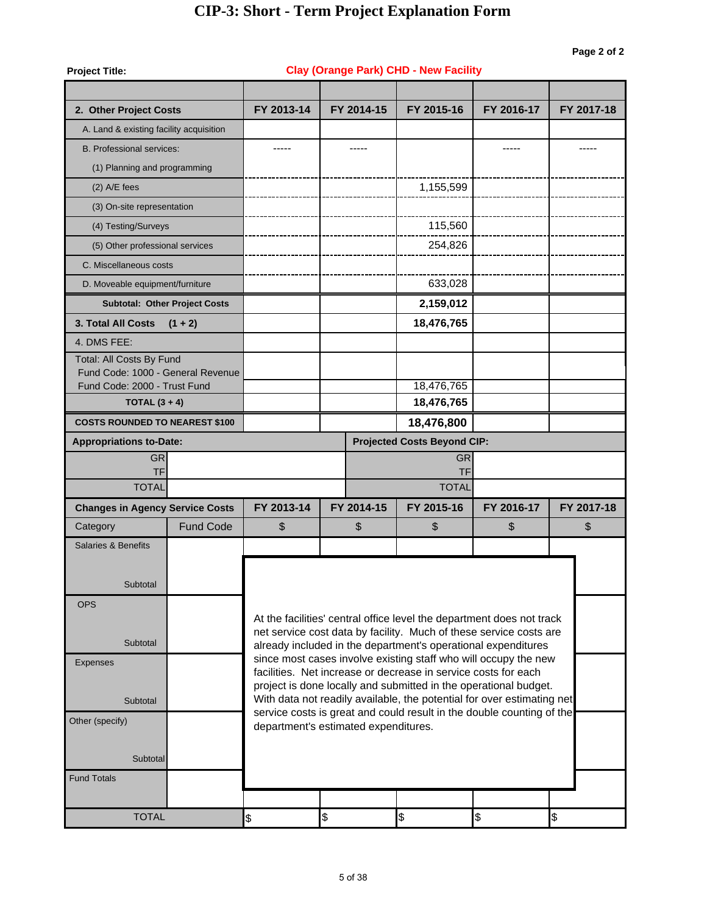# CIP-3: Short - Term Project Explanation Form

Page 2 of 2

**Project Title:** Clay (Orange Park) CHD - New Facility

| 2. Other Project Costs | FY 2013-14 | FY 2014-15 | FY 2015-16 | FY 2016-17 | FY 2017-18 |
|---|---|---|---|---|---|
| A. Land & existing facility acquisition | | | | | |
| B. Professional services: | ----- | ----- | | ----- | ----- |
| (1) Planning and programming | | | | | |
| (2) A/E fees | | | 1,155,599 | | |
| (3) On-site representation | | | | | |
| (4) Testing/Surveys | | | 115,560 | | |
| (5) Other professional services | | | 254,826 | | |
| C. Miscellaneous costs | | | | | |
| D. Moveable equipment/furniture | | | 633,028 | | |
| **Subtotal: Other Project Costs** | | | **2,159,012** | | |
| **3. Total All Costs (1 + 2)** | | | **18,476,765** | | |
| 4. DMS FEE: | | | | | |
| Total: All Costs By Fund | | | | | |
| Fund Code: 1000 - General Revenue | | | | | |
| Fund Code: 2000 - Trust Fund | | | 18,476,765 | | |
| **TOTAL (3 + 4)** | | | **18,476,765** | | |
| **COSTS ROUNDED TO NEAREST $100** | | | **18,476,800** | | |

| Appropriations to-Date: | | Projected Costs Beyond CIP: | |
|---|---|---|---|
| GR | | GR | |
| TF | | TF | |
| TOTAL | | TOTAL | |

| Changes in Agency Service Costs | | FY 2013-14 | FY 2014-15 | FY 2015-16 | FY 2016-17 | FY 2017-18 |
|---|---|---|---|---|---|---|
| Category | Fund Code | $ | $ | $ | $ | $ |
| Salaries & Benefits | | | | | | |
| Subtotal | | | | | | |
| OPS | | | | | | |
| Subtotal | | | | | | |
| Expenses | | | | | | |
| Subtotal | | | | | | |
| Other (specify) | | | | | | |
| Subtotal | | | | | | |
| Fund Totals | | | | | | |
| TOTAL | | $ | $ | $ | $ | $ |

At the facilities' central office level the department does not track net service cost data by facility. Much of these service costs are already included in the department's operational expenditures since most cases involve existing staff who will occupy the new facilities. Net increase or decrease in service costs for each project is done locally and submitted in the operational budget. With data not readily available, the potential for over estimating net service costs is great and could result in the double counting of the department's estimated expenditures.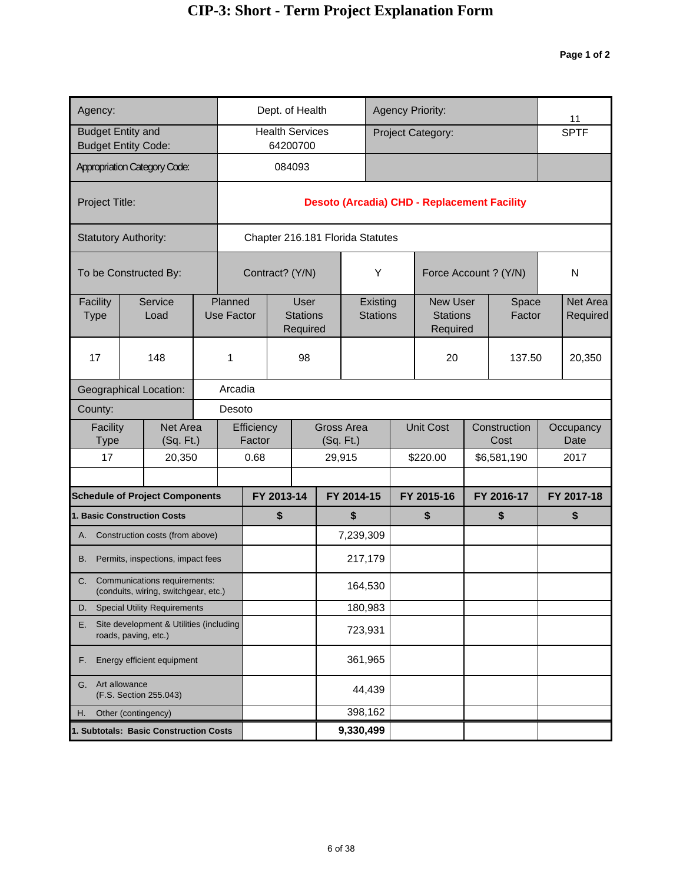# CIP-3: Short - Term Project Explanation Form

**Page 1 of 2**

| Agency: | Dept. of Health | Agency Priority: | 11 |
|---|---|---|---|
| Budget Entity and Budget Entity Code: | Health Services 64200700 | Project Category: | SPTF |
| Appropriation Category Code: | 084093 | | |
| Project Title: | **Desoto (Arcadia) CHD - Replacement Facility** | | |
| Statutory Authority: | Chapter 216.181 Florida Statutes | | |

| To be Constructed By: | Contract? (Y/N) | Y | Force Account ? (Y/N) | N |
|---|---|---|---|---|

| Facility Type | Service Load | Planned Use Factor | User Stations Required | Existing Stations | New User Stations Required | Space Factor | Net Area Required |
|---|---|---|---|---|---|---|---|
| 17 | 148 | 1 | 98 | | 20 | 137.50 | 20,350 |

| Geographical Location: | Arcadia |
|---|---|
| County: | Desoto |

| Facility Type | Net Area (Sq. Ft.) | Efficiency Factor | Gross Area (Sq. Ft.) | Unit Cost | Construction Cost | Occupancy Date |
|---|---|---|---|---|---|---|
| 17 | 20,350 | 0.68 | 29,915 | $220.00 | $6,581,190 | 2017 |
| | | | | | | |

| **Schedule of Project Components** | **FY 2013-14** | **FY 2014-15** | **FY 2015-16** | **FY 2016-17** | **FY 2017-18** |
|---|---|---|---|---|---|
| **1. Basic Construction Costs** | **$** | **$** | **$** | **$** | **$** |
| A. Construction costs (from above) | | 7,239,309 | | | |
| B. Permits, inspections, impact fees | | 217,179 | | | |
| C. Communications requirements: (conduits, wiring, switchgear, etc.) | | 164,530 | | | |
| D. Special Utility Requirements | | 180,983 | | | |
| E. Site development & Utilities (including roads, paving, etc.) | | 723,931 | | | |
| F. Energy efficient equipment | | 361,965 | | | |
| G. Art allowance (F.S. Section 255.043) | | 44,439 | | | |
| H. Other (contingency) | | 398,162 | | | |
| **1. Subtotals: Basic Construction Costs** | | **9,330,499** | | | |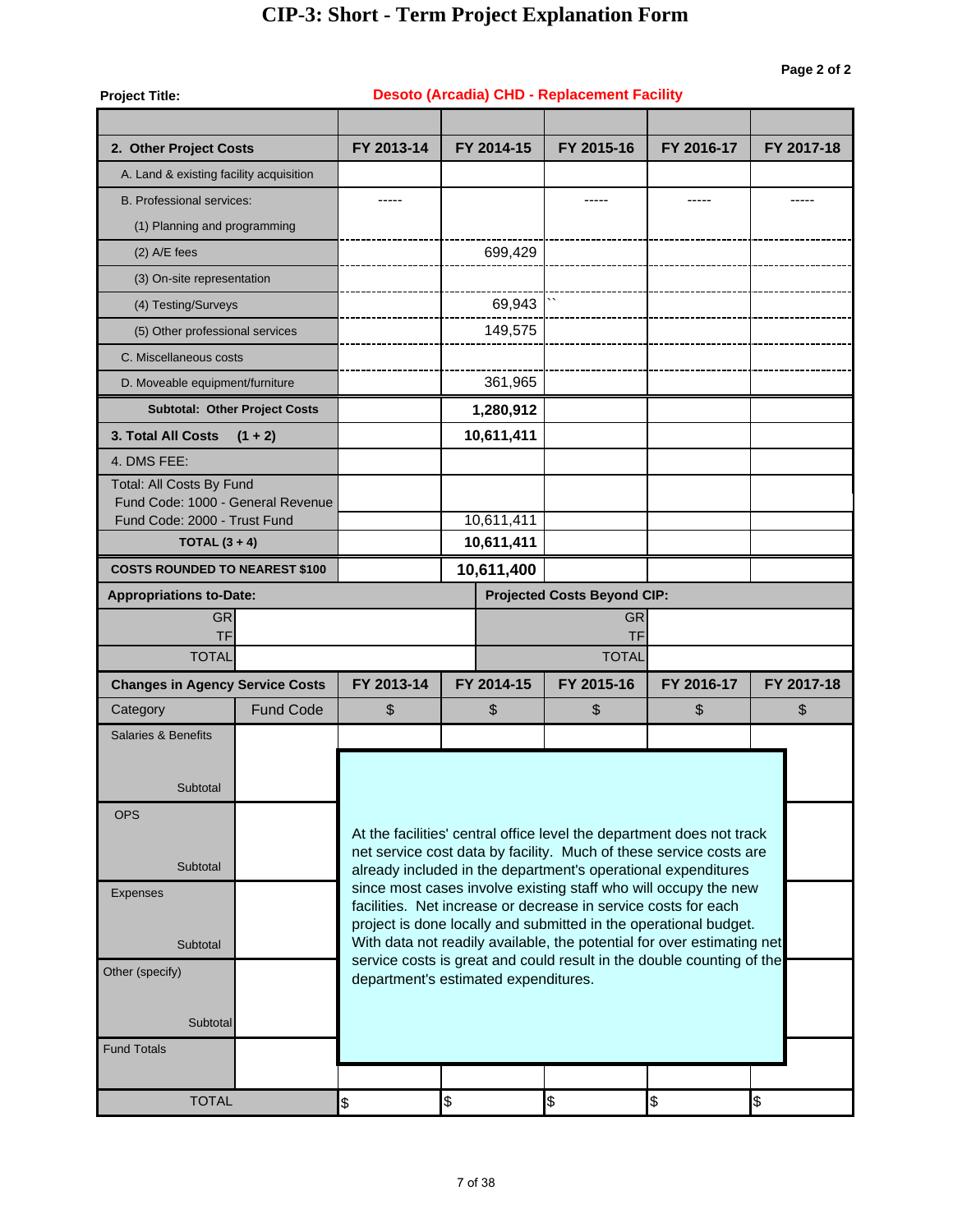# CIP-3: Short - Term Project Explanation Form

Page 2 of 2

**Project Title:** **Desoto (Arcadia) CHD - Replacement Facility**

| 2. Other Project Costs | FY 2013-14 | FY 2014-15 | FY 2015-16 | FY 2016-17 | FY 2017-18 |
|---|---|---|---|---|---|
| A. Land & existing facility acquisition | | | | | |
| B. Professional services: | ----- | | ----- | ----- | ----- |
| (1) Planning and programming | | | | | |
| (2) A/E fees | | 699,429 | | | |
| (3) On-site representation | | | | | |
| (4) Testing/Surveys | | 69,943 | `` | | |
| (5) Other professional services | | 149,575 | | | |
| C. Miscellaneous costs | | | | | |
| D. Moveable equipment/furniture | | 361,965 | | | |
| **Subtotal: Other Project Costs** | | **1,280,912** | | | |
| **3. Total All Costs (1 + 2)** | | **10,611,411** | | | |
| 4. DMS FEE: | | | | | |
| Total: All Costs By Fund | | | | | |
| Fund Code: 1000 - General Revenue | | | | | |
| Fund Code: 2000 - Trust Fund | | 10,611,411 | | | |
| **TOTAL (3 + 4)** | | **10,611,411** | | | |
| **COSTS ROUNDED TO NEAREST $100** | | **10,611,400** | | | |

| **Appropriations to-Date:** | | **Projected Costs Beyond CIP:** | |
|---|---|---|---|
| GR | | GR | |
| TF | | TF | |
| TOTAL | | TOTAL | |

| **Changes in Agency Service Costs** | | **FY 2013-14** | **FY 2014-15** | **FY 2015-16** | **FY 2016-17** | **FY 2017-18** |
|---|---|---|---|---|---|---|
| Category | Fund Code | $ | $ | $ | $ | $ |
| Salaries & Benefits | | | | | | |
| Subtotal | | | | | | |
| OPS | | | | | | |
| Subtotal | | | | | | |
| Expenses | | | | | | |
| Subtotal | | | | | | |
| Other (specify) | | | | | | |
| Subtotal | | | | | | |
| Fund Totals | | | | | | |
| TOTAL | | $ | $ | $ | $ | $ |

At the facilities' central office level the department does not track net service cost data by facility. Much of these service costs are already included in the department's operational expenditures since most cases involve existing staff who will occupy the new facilities. Net increase or decrease in service costs for each project is done locally and submitted in the operational budget. With data not readily available, the potential for over estimating net service costs is great and could result in the double counting of the department's estimated expenditures.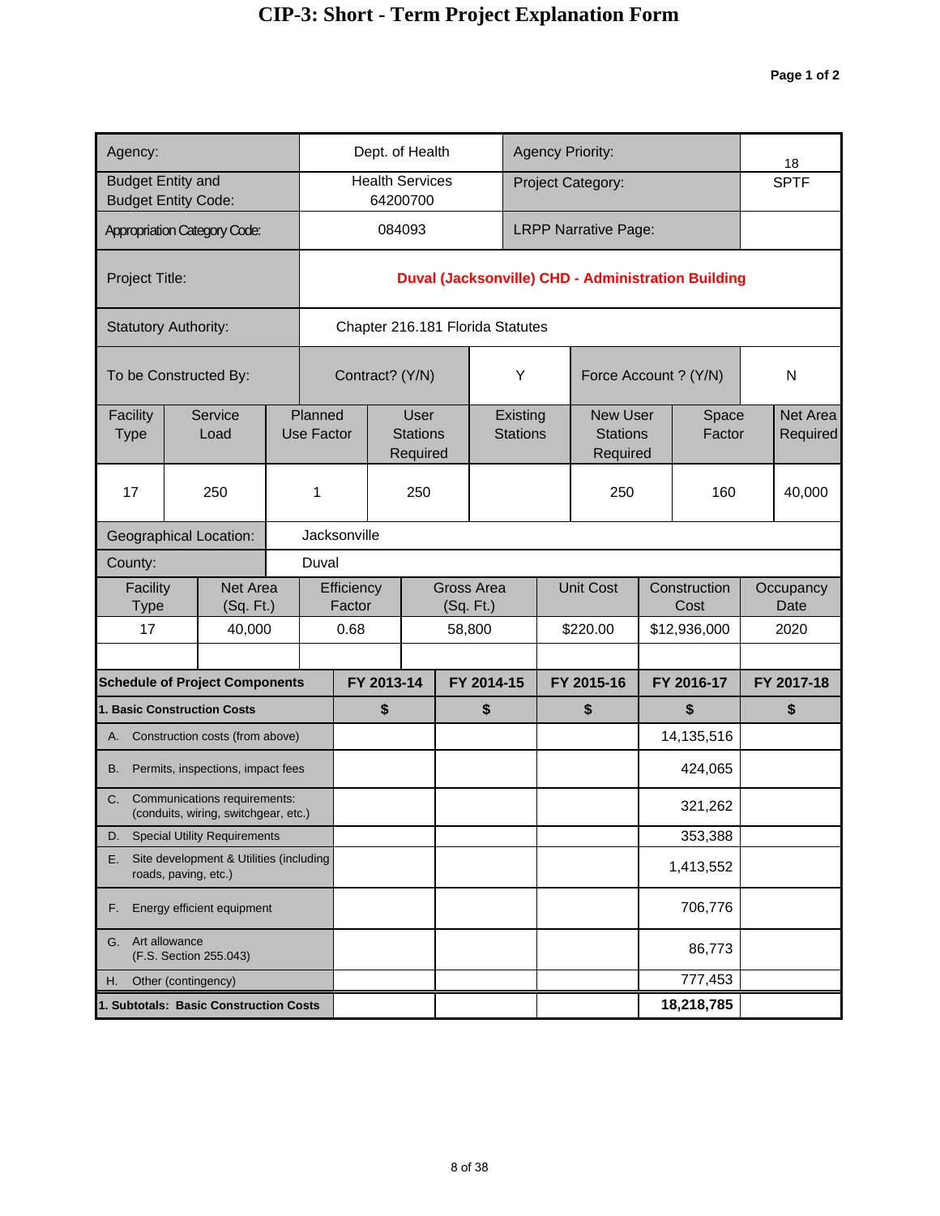# CIP-3: Short - Term Project Explanation Form

**Page 1 of 2**

| Agency: | Dept. of Health | Agency Priority: | 18 |
|---|---|---|---|
| Budget Entity and Budget Entity Code: | Health Services 64200700 | Project Category: | SPTF |
| Appropriation Category Code: | 084093 | LRPP Narrative Page: | |
| Project Title: | **Duval (Jacksonville) CHD - Administration Building** | | |
| Statutory Authority: | Chapter 216.181 Florida Statutes | | |

| To be Constructed By: | Contract? (Y/N) | Y | Force Account ? (Y/N) | N |
|---|---|---|---|---|

| Facility Type | Service Load | Planned Use Factor | User Stations Required | Existing Stations | New User Stations Required | Space Factor | Net Area Required |
|---|---|---|---|---|---|---|---|
| 17 | 250 | 1 | 250 | | 250 | 160 | 40,000 |

| Geographical Location: | Jacksonville |
|---|---|
| County: | Duval |

| Facility Type | Net Area (Sq. Ft.) | Efficiency Factor | Gross Area (Sq. Ft.) | Unit Cost | Construction Cost | Occupancy Date |
|---|---|---|---|---|---|---|
| 17 | 40,000 | 0.68 | 58,800 | $220.00 | $12,936,000 | 2020 |
| | | | | | | |

| Schedule of Project Components | FY 2013-14 | FY 2014-15 | FY 2015-16 | FY 2016-17 | FY 2017-18 |
|---|---|---|---|---|---|
| **1. Basic Construction Costs** | **$** | **$** | **$** | **$** | **$** |
| A. Construction costs (from above) | | | | 14,135,516 | |
| B. Permits, inspections, impact fees | | | | 424,065 | |
| C. Communications requirements: (conduits, wiring, switchgear, etc.) | | | | 321,262 | |
| D. Special Utility Requirements | | | | 353,388 | |
| E. Site development & Utilities (including roads, paving, etc.) | | | | 1,413,552 | |
| F. Energy efficient equipment | | | | 706,776 | |
| G. Art allowance (F.S. Section 255.043) | | | | 86,773 | |
| H. Other (contingency) | | | | 777,453 | |
| **1. Subtotals: Basic Construction Costs** | | | | **18,218,785** | |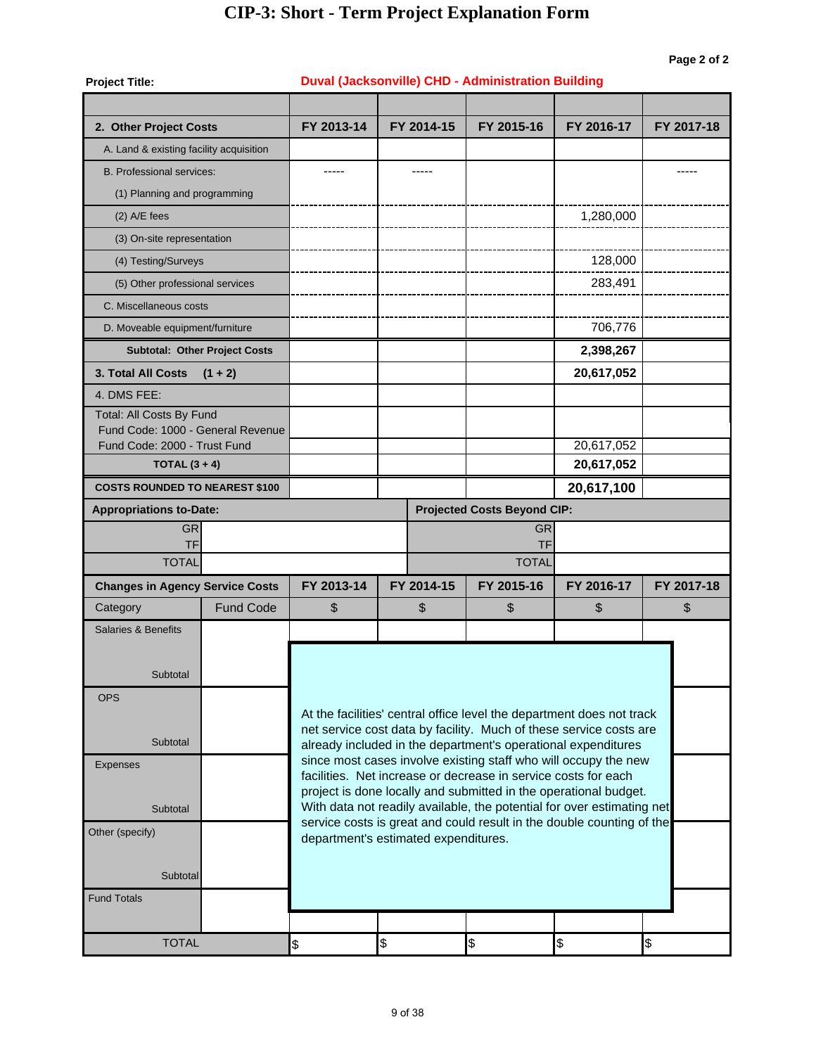# CIP-3: Short - Term Project Explanation Form

Page 2 of 2

**Project Title:** Duval (Jacksonville) CHD - Administration Building

| 2. Other Project Costs | FY 2013-14 | FY 2014-15 | FY 2015-16 | FY 2016-17 | FY 2017-18 |
|---|---|---|---|---|---|
| A. Land & existing facility acquisition | | | | | |
| B. Professional services: | ----- | ----- | | | ----- |
| (1) Planning and programming | | | | | |
| (2) A/E fees | | | | 1,280,000 | |
| (3) On-site representation | | | | | |
| (4) Testing/Surveys | | | | 128,000 | |
| (5) Other professional services | | | | 283,491 | |
| C. Miscellaneous costs | | | | | |
| D. Moveable equipment/furniture | | | | 706,776 | |
| **Subtotal: Other Project Costs** | | | | **2,398,267** | |
| **3. Total All Costs (1 + 2)** | | | | **20,617,052** | |
| 4. DMS FEE: | | | | | |
| Total: All Costs By Fund | | | | | |
| Fund Code: 1000 - General Revenue | | | | | |
| Fund Code: 2000 - Trust Fund | | | | 20,617,052 | |
| **TOTAL (3 + 4)** | | | | **20,617,052** | |
| **COSTS ROUNDED TO NEAREST $100** | | | | **20,617,100** | |

| Appropriations to-Date: | | Projected Costs Beyond CIP: | |
|---|---|---|---|
| GR | | GR | |
| TF | | TF | |
| TOTAL | | TOTAL | |

| Changes in Agency Service Costs | | FY 2013-14 | FY 2014-15 | FY 2015-16 | FY 2016-17 | FY 2017-18 |
|---|---|---|---|---|---|---|
| Category | Fund Code | $ | $ | $ | $ | $ |
| Salaries & Benefits | | | | | | |
| Subtotal | | | | | | |
| OPS | | | | | | |
| Subtotal | | | | | | |
| Expenses | | | | | | |
| Subtotal | | | | | | |
| Other (specify) | | | | | | |
| Subtotal | | | | | | |
| Fund Totals | | | | | | |
| TOTAL | | $ | $ | $ | $ | $ |

At the facilities' central office level the department does not track net service cost data by facility. Much of these service costs are already included in the department's operational expenditures since most cases involve existing staff who will occupy the new facilities. Net increase or decrease in service costs for each project is done locally and submitted in the operational budget. With data not readily available, the potential for over estimating net service costs is great and could result in the double counting of the department's estimated expenditures.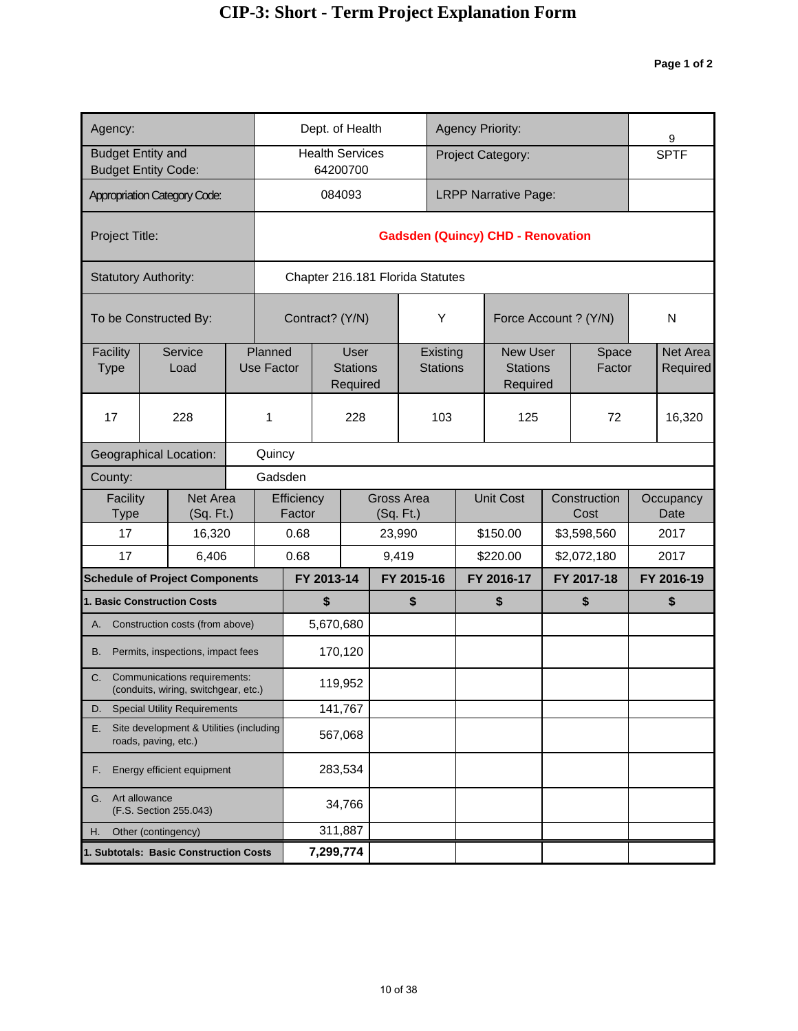# CIP-3: Short - Term Project Explanation Form

**Page 1 of 2**

| | | | |
|---|---|---|---|
| Agency: | Dept. of Health | Agency Priority: | 9 |
| Budget Entity and Budget Entity Code: | Health Services 64200700 | Project Category: | SPTF |
| Appropriation Category Code: | 084093 | LRPP Narrative Page: | |
| Project Title: | **Gadsden (Quincy) CHD - Renovation** | | |
| Statutory Authority: | Chapter 216.181 Florida Statutes | | |

| To be Constructed By: | Contract? (Y/N) | Y | Force Account ? (Y/N) | N |
|---|---|---|---|---|

| Facility Type | Service Load | Planned Use Factor | User Stations Required | Existing Stations | New User Stations Required | Space Factor | Net Area Required |
|---|---|---|---|---|---|---|---|
| 17 | 228 | 1 | 228 | 103 | 125 | 72 | 16,320 |

| | |
|---|---|
| Geographical Location: | Quincy |
| County: | Gadsden |

| Facility Type | Net Area (Sq. Ft.) | Efficiency Factor | Gross Area (Sq. Ft.) | Unit Cost | Construction Cost | Occupancy Date |
|---|---|---|---|---|---|---|
| 17 | 16,320 | 0.68 | 23,990 | $150.00 | $3,598,560 | 2017 |
| 17 | 6,406 | 0.68 | 9,419 | $220.00 | $2,072,180 | 2017 |

| **Schedule of Project Components** | **FY 2013-14** | **FY 2015-16** | **FY 2016-17** | **FY 2017-18** | **FY 2016-19** |
|---|---|---|---|---|---|
| **1. Basic Construction Costs** | **$** | **$** | **$** | **$** | **$** |
| A. Construction costs (from above) | 5,670,680 | | | | |
| B. Permits, inspections, impact fees | 170,120 | | | | |
| C. Communications requirements: (conduits, wiring, switchgear, etc.) | 119,952 | | | | |
| D. Special Utility Requirements | 141,767 | | | | |
| E. Site development & Utilities (including roads, paving, etc.) | 567,068 | | | | |
| F. Energy efficient equipment | 283,534 | | | | |
| G. Art allowance (F.S. Section 255.043) | 34,766 | | | | |
| H. Other (contingency) | 311,887 | | | | |
| **1. Subtotals: Basic Construction Costs** | **7,299,774** | | | | |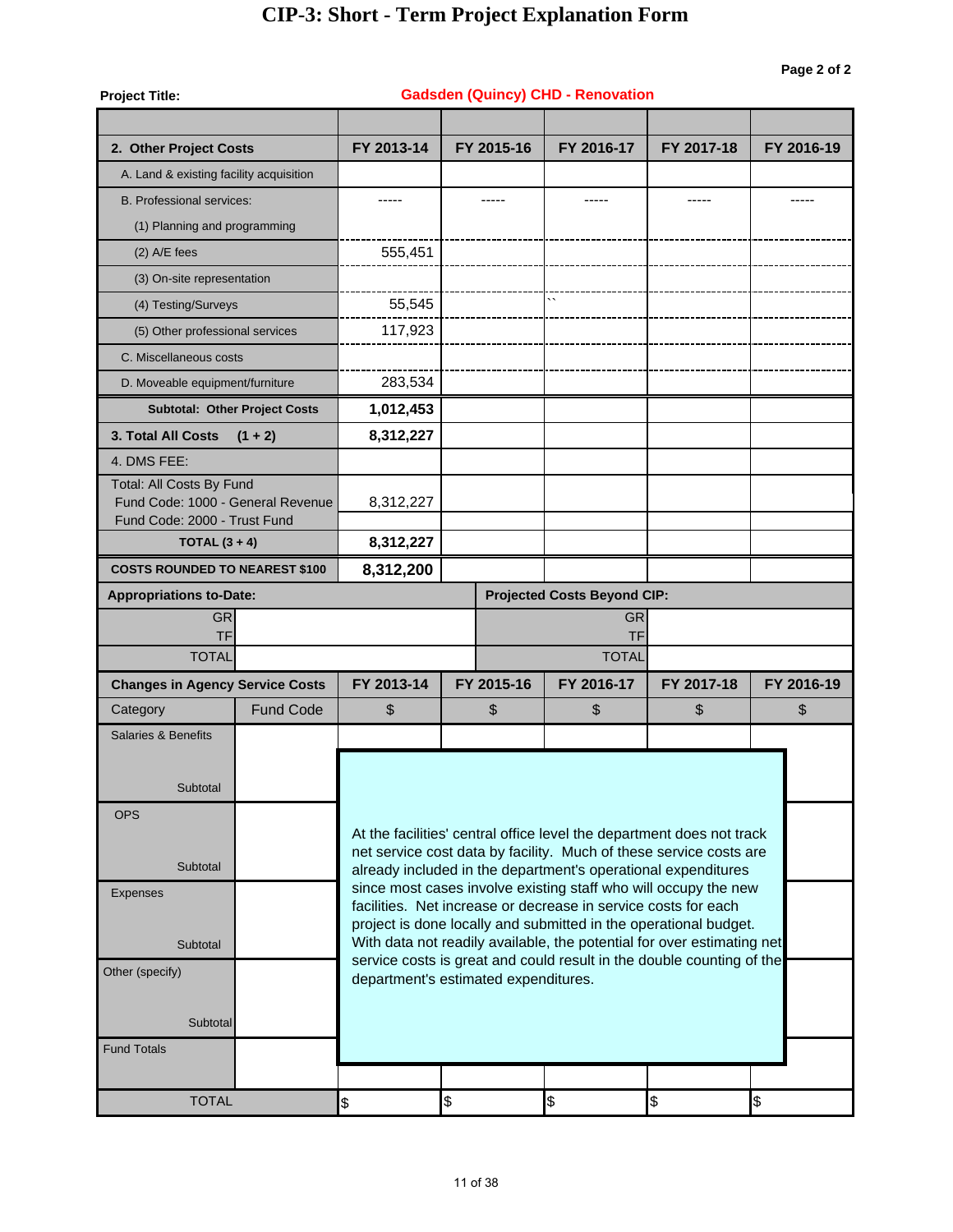# CIP-3: Short - Term Project Explanation Form

Page 2 of 2

**Project Title:** Gadsden (Quincy) CHD - Renovation

| 2. Other Project Costs | FY 2013-14 | FY 2015-16 | FY 2016-17 | FY 2017-18 | FY 2016-19 |
|---|---|---|---|---|---|
| A. Land & existing facility acquisition | | | | | |
| B. Professional services: | ----- | ----- | ----- | ----- | ----- |
| (1) Planning and programming | | | | | |
| (2) A/E fees | 555,451 | | | | |
| (3) On-site representation | | | | | |
| (4) Testing/Surveys | 55,545 | | `` | | |
| (5) Other professional services | 117,923 | | | | |
| C. Miscellaneous costs | | | | | |
| D. Moveable equipment/furniture | 283,534 | | | | |
| **Subtotal: Other Project Costs** | **1,012,453** | | | | |
| **3. Total All Costs (1 + 2)** | **8,312,227** | | | | |
| 4. DMS FEE: | | | | | |
| Total: All Costs By Fund<br>Fund Code: 1000 - General Revenue | 8,312,227 | | | | |
| Fund Code: 2000 - Trust Fund | | | | | |
| **TOTAL (3 + 4)** | **8,312,227** | | | | |
| **COSTS ROUNDED TO NEAREST $100** | **8,312,200** | | | | |

| Appropriations to-Date: | | Projected Costs Beyond CIP: | |
|---|---|---|---|
| GR | | GR | |
| TF | | TF | |
| TOTAL | | TOTAL | |

| Changes in Agency Service Costs | | FY 2013-14 | FY 2015-16 | FY 2016-17 | FY 2017-18 | FY 2016-19 |
|---|---|---|---|---|---|---|
| Category | Fund Code | $ | $ | $ | $ | $ |
| Salaries & Benefits | | | | | | |
| Subtotal | | | | | | |
| OPS | | | | | | |
| Subtotal | | | | | | |
| Expenses | | | | | | |
| Subtotal | | | | | | |
| Other (specify) | | | | | | |
| Subtotal | | | | | | |
| Fund Totals | | | | | | |
| TOTAL | | $ | $ | $ | $ | $ |

At the facilities' central office level the department does not track net service cost data by facility. Much of these service costs are already included in the department's operational expenditures since most cases involve existing staff who will occupy the new facilities. Net increase or decrease in service costs for each project is done locally and submitted in the operational budget. With data not readily available, the potential for over estimating net service costs is great and could result in the double counting of the department's estimated expenditures.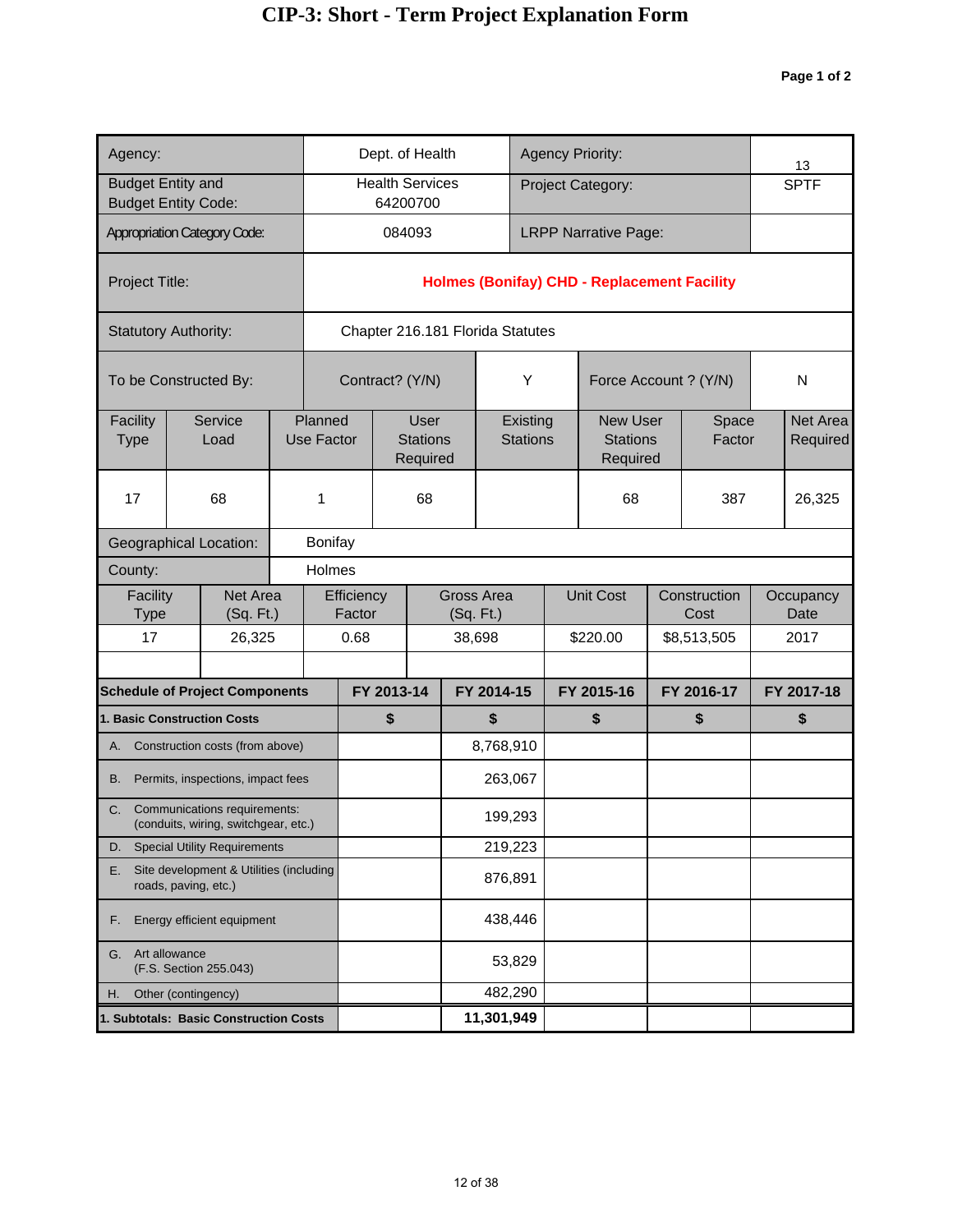# CIP-3: Short - Term Project Explanation Form

**Page 1 of 2**

| Agency: | Dept. of Health | Agency Priority: | 13 |
|---|---|---|---|
| Budget Entity and Budget Entity Code: | Health Services 64200700 | Project Category: | SPTF |
| Appropriation Category Code: | 084093 | LRPP Narrative Page: | |
| Project Title: | **Holmes (Bonifay) CHD - Replacement Facility** | | |
| Statutory Authority: | Chapter 216.181 Florida Statutes | | |

| To be Constructed By: | Contract? (Y/N) | Y | Force Account ? (Y/N) | N |
|---|---|---|---|---|

| Facility Type | Service Load | Planned Use Factor | User Stations Required | Existing Stations | New User Stations Required | Space Factor | Net Area Required |
|---|---|---|---|---|---|---|---|
| 17 | 68 | 1 | 68 | | 68 | 387 | 26,325 |

| Geographical Location: | Bonifay |
|---|---|
| County: | Holmes |

| Facility Type | Net Area (Sq. Ft.) | Efficiency Factor | Gross Area (Sq. Ft.) | Unit Cost | Construction Cost | Occupancy Date |
|---|---|---|---|---|---|---|
| 17 | 26,325 | 0.68 | 38,698 | $220.00 | $8,513,505 | 2017 |
| | | | | | | |

| Schedule of Project Components | FY 2013-14 | FY 2014-15 | FY 2015-16 | FY 2016-17 | FY 2017-18 |
|---|---|---|---|---|---|
| **1. Basic Construction Costs** | **$** | **$** | **$** | **$** | **$** |
| A. Construction costs (from above) | | 8,768,910 | | | |
| B. Permits, inspections, impact fees | | 263,067 | | | |
| C. Communications requirements: (conduits, wiring, switchgear, etc.) | | 199,293 | | | |
| D. Special Utility Requirements | | 219,223 | | | |
| E. Site development & Utilities (including roads, paving, etc.) | | 876,891 | | | |
| F. Energy efficient equipment | | 438,446 | | | |
| G. Art allowance (F.S. Section 255.043) | | 53,829 | | | |
| H. Other (contingency) | | 482,290 | | | |
| **1. Subtotals: Basic Construction Costs** | | **11,301,949** | | | |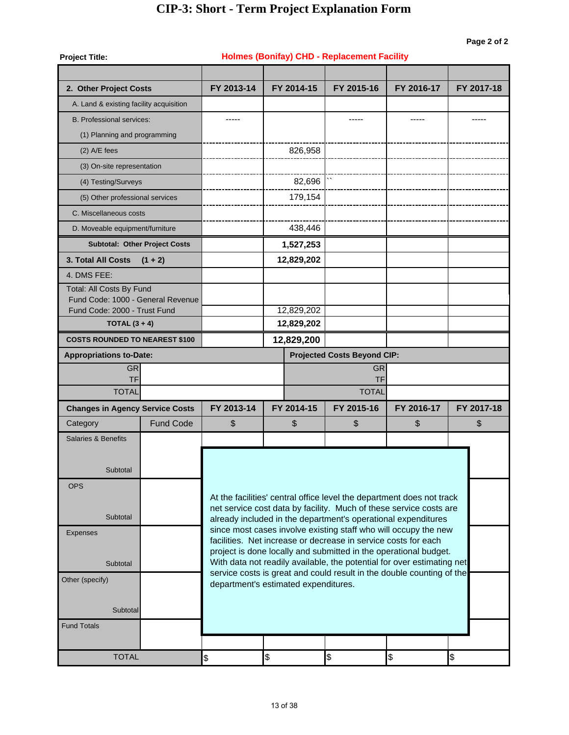# CIP-3: Short - Term Project Explanation Form

**Page 2 of 2**

**Project Title:** **Holmes (Bonifay) CHD - Replacement Facility**

| 2. Other Project Costs | FY 2013-14 | FY 2014-15 | FY 2015-16 | FY 2016-17 | FY 2017-18 |
|---|---|---|---|---|---|
| A. Land & existing facility acquisition | | | | | |
| B. Professional services: | ----- | | ----- | ----- | ----- |
| (1) Planning and programming | | | | | |
| (2) A/E fees | | 826,958 | | | |
| (3) On-site representation | | | | | |
| (4) Testing/Surveys | | 82,696 | `` | | |
| (5) Other professional services | | 179,154 | | | |
| C. Miscellaneous costs | | | | | |
| D. Moveable equipment/furniture | | 438,446 | | | |
| **Subtotal: Other Project Costs** | | **1,527,253** | | | |
| **3. Total All Costs (1 + 2)** | | **12,829,202** | | | |
| 4. DMS FEE: | | | | | |
| Total: All Costs By Fund | | | | | |
| Fund Code: 1000 - General Revenue | | | | | |
| Fund Code: 2000 - Trust Fund | | 12,829,202 | | | |
| **TOTAL (3 + 4)** | | **12,829,202** | | | |
| **COSTS ROUNDED TO NEAREST $100** | | **12,829,200** | | | |

| Appropriations to-Date: | | Projected Costs Beyond CIP: | |
|---|---|---|---|
| GR | | GR | |
| TF | | TF | |
| TOTAL | | TOTAL | |

| Changes in Agency Service Costs | | FY 2013-14 | FY 2014-15 | FY 2015-16 | FY 2016-17 | FY 2017-18 |
|---|---|---|---|---|---|---|
| Category | Fund Code | $ | $ | $ | $ | $ |
| Salaries & Benefits | | | | | | |
| Subtotal | | | | | | |
| OPS | | | | | | |
| Subtotal | | | | | | |
| Expenses | | | | | | |
| Subtotal | | | | | | |
| Other (specify) | | | | | | |
| Subtotal | | | | | | |
| Fund Totals | | | | | | |
| TOTAL | | $ | $ | $ | $ | $ |

At the facilities' central office level the department does not track net service cost data by facility. Much of these service costs are already included in the department's operational expenditures since most cases involve existing staff who will occupy the new facilities. Net increase or decrease in service costs for each project is done locally and submitted in the operational budget. With data not readily available, the potential for over estimating net service costs is great and could result in the double counting of the department's estimated expenditures.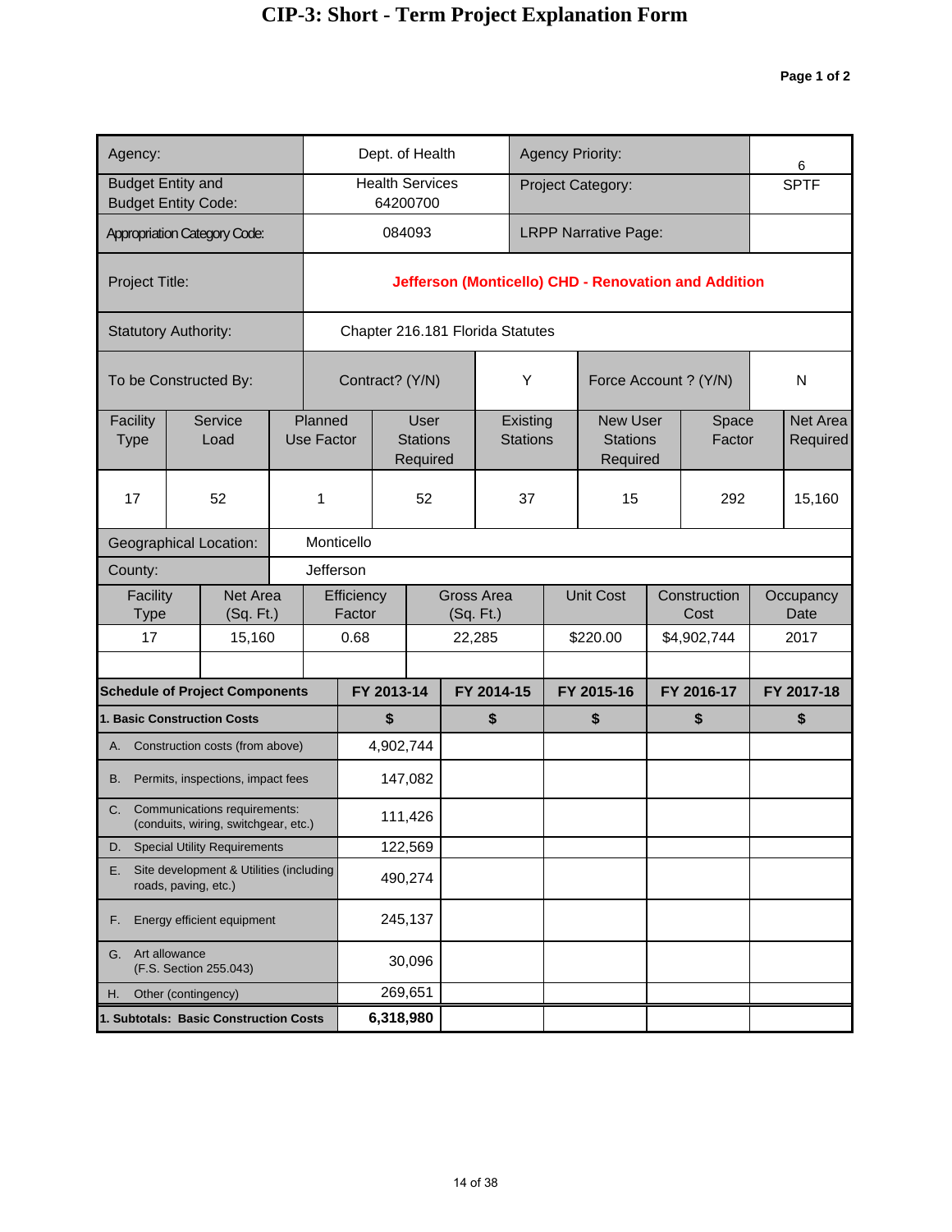# CIP-3: Short - Term Project Explanation Form

Page 1 of 2

| | | | |
|---|---|---|---|
| Agency: | Dept. of Health | Agency Priority: | 6 |
| Budget Entity and Budget Entity Code: | Health Services 64200700 | Project Category: | SPTF |
| Appropriation Category Code: | 084093 | LRPP Narrative Page: | |
| Project Title: | **Jefferson (Monticello) CHD - Renovation and Addition** | | |
| Statutory Authority: | Chapter 216.181 Florida Statutes | | |

| To be Constructed By: | Contract? (Y/N) | Y | Force Account ? (Y/N) | N |
|---|---|---|---|---|

| Facility Type | Service Load | Planned Use Factor | User Stations Required | Existing Stations | New User Stations Required | Space Factor | Net Area Required |
|---|---|---|---|---|---|---|---|
| 17 | 52 | 1 | 52 | 37 | 15 | 292 | 15,160 |

| | |
|---|---|
| Geographical Location: | Monticello |
| County: | Jefferson |

| Facility Type | Net Area (Sq. Ft.) | Efficiency Factor | Gross Area (Sq. Ft.) | Unit Cost | Construction Cost | Occupancy Date |
|---|---|---|---|---|---|---|
| 17 | 15,160 | 0.68 | 22,285 | $220.00 | $4,902,744 | 2017 |
| | | | | | | |

| **Schedule of Project Components** | **FY 2013-14** | **FY 2014-15** | **FY 2015-16** | **FY 2016-17** | **FY 2017-18** |
|---|---|---|---|---|---|
| **1. Basic Construction Costs** | **$** | **$** | **$** | **$** | **$** |
| A. Construction costs (from above) | 4,902,744 | | | | |
| B. Permits, inspections, impact fees | 147,082 | | | | |
| C. Communications requirements: (conduits, wiring, switchgear, etc.) | 111,426 | | | | |
| D. Special Utility Requirements | 122,569 | | | | |
| E. Site development & Utilities (including roads, paving, etc.) | 490,274 | | | | |
| F. Energy efficient equipment | 245,137 | | | | |
| G. Art allowance (F.S. Section 255.043) | 30,096 | | | | |
| H. Other (contingency) | 269,651 | | | | |
| **1. Subtotals: Basic Construction Costs** | **6,318,980** | | | | |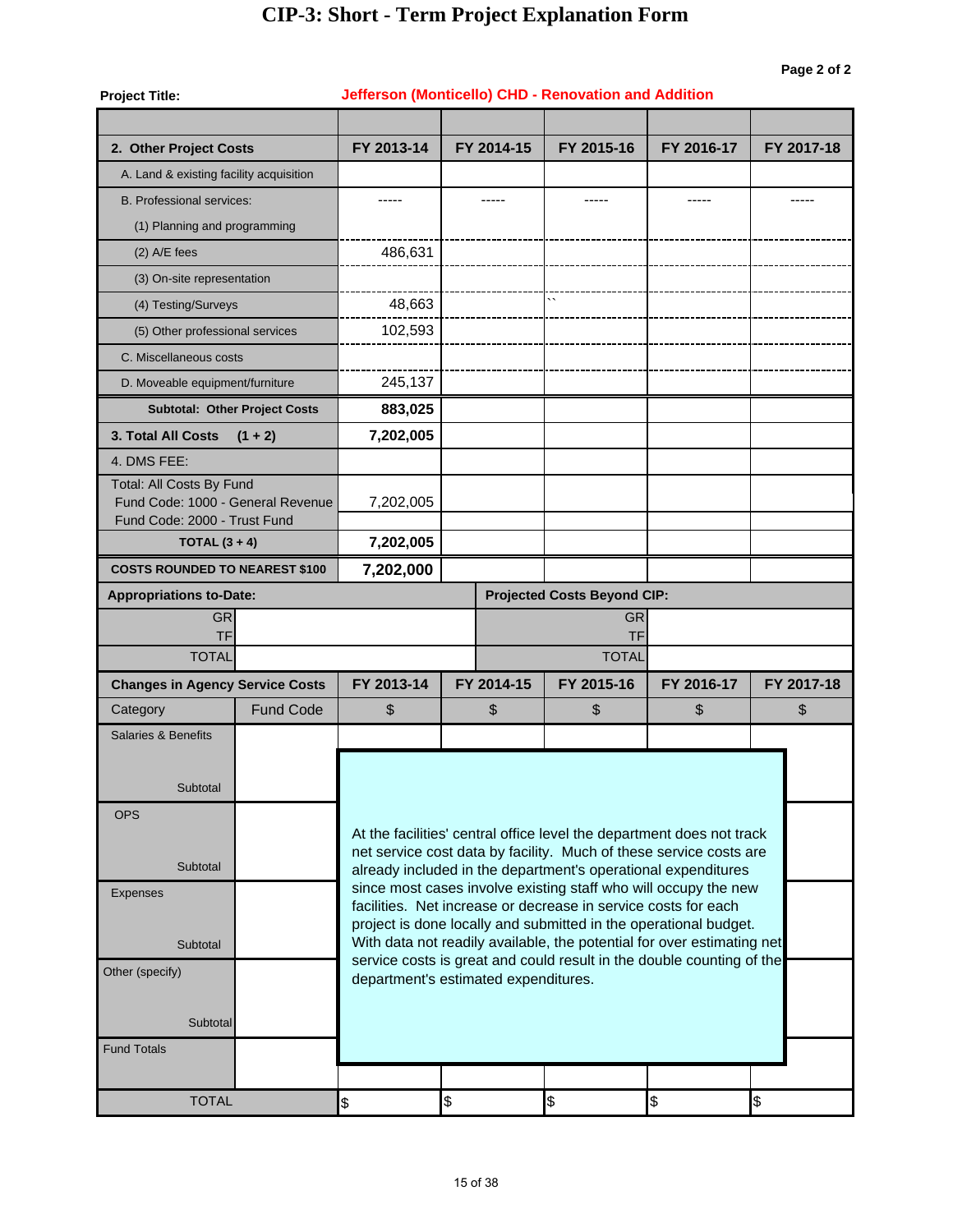# CIP-3: Short - Term Project Explanation Form

Page 2 of 2

**Project Title:** Jefferson (Monticello) CHD - Renovation and Addition

| 2. Other Project Costs | FY 2013-14 | FY 2014-15 | FY 2015-16 | FY 2016-17 | FY 2017-18 |
|---|---|---|---|---|---|
| A. Land & existing facility acquisition | | | | | |
| B. Professional services: | ----- | ----- | ----- | ----- | ----- |
| (1) Planning and programming | | | | | |
| (2) A/E fees | 486,631 | | | | |
| (3) On-site representation | | | | | |
| (4) Testing/Surveys | 48,663 | | `` | | |
| (5) Other professional services | 102,593 | | | | |
| C. Miscellaneous costs | | | | | |
| D. Moveable equipment/furniture | 245,137 | | | | |
| **Subtotal: Other Project Costs** | **883,025** | | | | |
| **3. Total All Costs (1 + 2)** | **7,202,005** | | | | |
| 4. DMS FEE: | | | | | |
| Total: All Costs By Fund | | | | | |
| Fund Code: 1000 - General Revenue | 7,202,005 | | | | |
| Fund Code: 2000 - Trust Fund | | | | | |
| **TOTAL (3 + 4)** | **7,202,005** | | | | |
| **COSTS ROUNDED TO NEAREST $100** | **7,202,000** | | | | |

| Appropriations to-Date: | | Projected Costs Beyond CIP: | |
|---|---|---|---|
| GR | | GR | |
| TF | | TF | |
| TOTAL | | TOTAL | |

| Changes in Agency Service Costs | | FY 2013-14 | FY 2014-15 | FY 2015-16 | FY 2016-17 | FY 2017-18 |
|---|---|---|---|---|---|---|
| Category | Fund Code | $ | $ | $ | $ | $ |
| Salaries & Benefits | | | | | | |
| Subtotal | | | | | | |
| OPS | | | | | | |
| Subtotal | | | | | | |
| Expenses | | | | | | |
| Subtotal | | | | | | |
| Other (specify) | | | | | | |
| Subtotal | | | | | | |
| Fund Totals | | | | | | |
| TOTAL | | $ | $ | $ | $ | $ |

At the facilities' central office level the department does not track net service cost data by facility. Much of these service costs are already included in the department's operational expenditures since most cases involve existing staff who will occupy the new facilities. Net increase or decrease in service costs for each project is done locally and submitted in the operational budget. With data not readily available, the potential for over estimating net service costs is great and could result in the double counting of the department's estimated expenditures.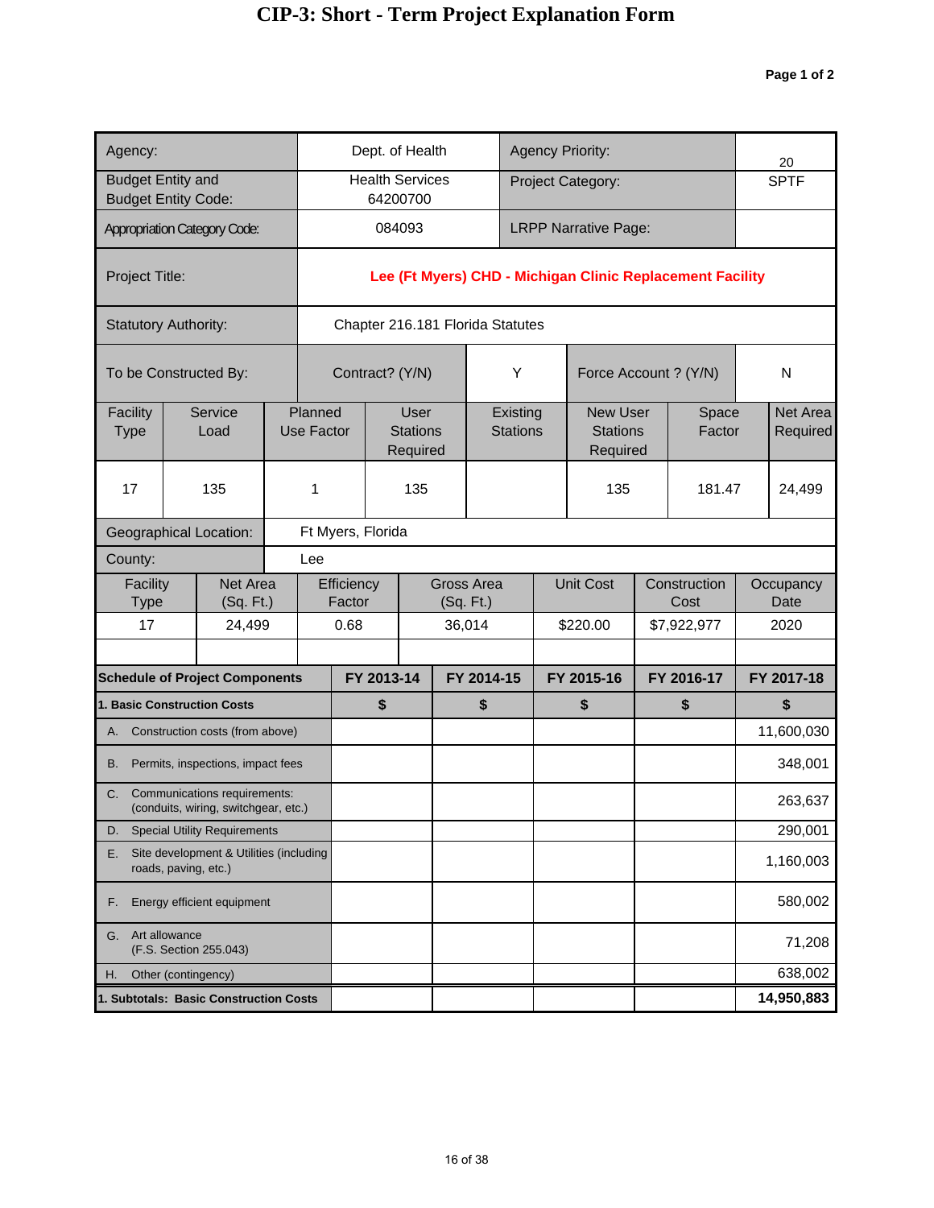# CIP-3: Short - Term Project Explanation Form

**Page 1 of 2**

| | | | |
|---|---|---|---|
| Agency: | Dept. of Health | Agency Priority: | 20 |
| Budget Entity and Budget Entity Code: | Health Services 64200700 | Project Category: | SPTF |
| Appropriation Category Code: | 084093 | LRPP Narrative Page: | |
| Project Title: | **Lee (Ft Myers) CHD - Michigan Clinic Replacement Facility** | | |
| Statutory Authority: | Chapter 216.181 Florida Statutes | | |

| To be Constructed By: | Contract? (Y/N) | Y | Force Account ? (Y/N) | N |
|---|---|---|---|---|

| Facility Type | Service Load | Planned Use Factor | User Stations Required | Existing Stations | New User Stations Required | Space Factor | Net Area Required |
|---|---|---|---|---|---|---|---|
| 17 | 135 | 1 | 135 | | 135 | 181.47 | 24,499 |

Geographical Location: Ft Myers, Florida

County: Lee

| Facility Type | Net Area (Sq. Ft.) | Efficiency Factor | Gross Area (Sq. Ft.) | Unit Cost | Construction Cost | Occupancy Date |
|---|---|---|---|---|---|---|
| 17 | 24,499 | 0.68 | 36,014 | $220.00 | $7,922,977 | 2020 |
| | | | | | | |

| **Schedule of Project Components** | **FY 2013-14** | **FY 2014-15** | **FY 2015-16** | **FY 2016-17** | **FY 2017-18** |
|---|---|---|---|---|---|
| **1. Basic Construction Costs** | **$** | **$** | **$** | **$** | **$** |
| A. Construction costs (from above) | | | | | 11,600,030 |
| B. Permits, inspections, impact fees | | | | | 348,001 |
| C. Communications requirements: (conduits, wiring, switchgear, etc.) | | | | | 263,637 |
| D. Special Utility Requirements | | | | | 290,001 |
| E. Site development & Utilities (including roads, paving, etc.) | | | | | 1,160,003 |
| F. Energy efficient equipment | | | | | 580,002 |
| G. Art allowance (F.S. Section 255.043) | | | | | 71,208 |
| H. Other (contingency) | | | | | 638,002 |
| **1. Subtotals: Basic Construction Costs** | | | | | **14,950,883** |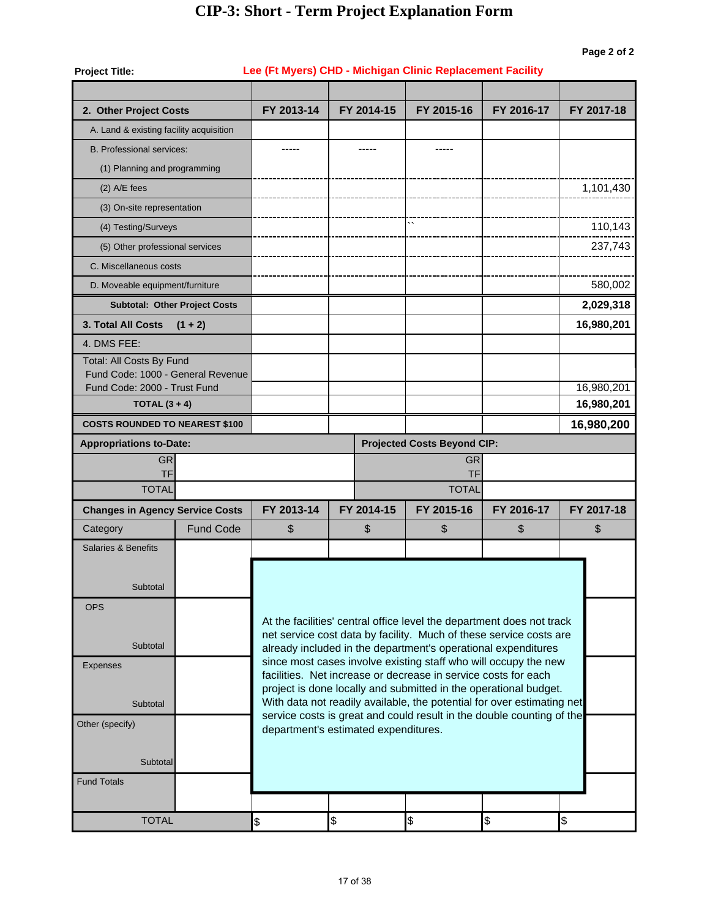# CIP-3: Short - Term Project Explanation Form

Page 2 of 2

**Project Title:** Lee (Ft Myers) CHD - Michigan Clinic Replacement Facility

| 2. Other Project Costs | FY 2013-14 | FY 2014-15 | FY 2015-16 | FY 2016-17 | FY 2017-18 |
|---|---|---|---|---|---|
| A. Land & existing facility acquisition | | | | | |
| B. Professional services: | ----- | ----- | ----- | | |
| (1) Planning and programming | | | | | |
| (2) A/E fees | | | | | 1,101,430 |
| (3) On-site representation | | | | | |
| (4) Testing/Surveys | | | `` | | 110,143 |
| (5) Other professional services | | | | | 237,743 |
| C. Miscellaneous costs | | | | | |
| D. Moveable equipment/furniture | | | | | 580,002 |
| **Subtotal: Other Project Costs** | | | | | **2,029,318** |
| **3. Total All Costs (1 + 2)** | | | | | **16,980,201** |
| 4. DMS FEE: | | | | | |
| Total: All Costs By Fund | | | | | |
| Fund Code: 1000 - General Revenue | | | | | |
| Fund Code: 2000 - Trust Fund | | | | | 16,980,201 |
| **TOTAL (3 + 4)** | | | | | **16,980,201** |
| **COSTS ROUNDED TO NEAREST $100** | | | | | **16,980,200** |

| Appropriations to-Date: | | Projected Costs Beyond CIP: | |
|---|---|---|---|
| GR | | GR | |
| TF | | TF | |
| TOTAL | | TOTAL | |

| Changes in Agency Service Costs | | FY 2013-14 | FY 2014-15 | FY 2015-16 | FY 2016-17 | FY 2017-18 |
|---|---|---|---|---|---|---|
| Category | Fund Code | $ | $ | $ | $ | $ |
| Salaries & Benefits | | | | | | |
| Subtotal | | | | | | |
| OPS | | | | | | |
| Subtotal | | | | | | |
| Expenses | | | | | | |
| Subtotal | | | | | | |
| Other (specify) | | | | | | |
| Subtotal | | | | | | |
| Fund Totals | | | | | | |
| TOTAL | | $ | $ | $ | $ | $ |

At the facilities' central office level the department does not track net service cost data by facility. Much of these service costs are already included in the department's operational expenditures since most cases involve existing staff who will occupy the new facilities. Net increase or decrease in service costs for each project is done locally and submitted in the operational budget. With data not readily available, the potential for over estimating net service costs is great and could result in the double counting of the department's estimated expenditures.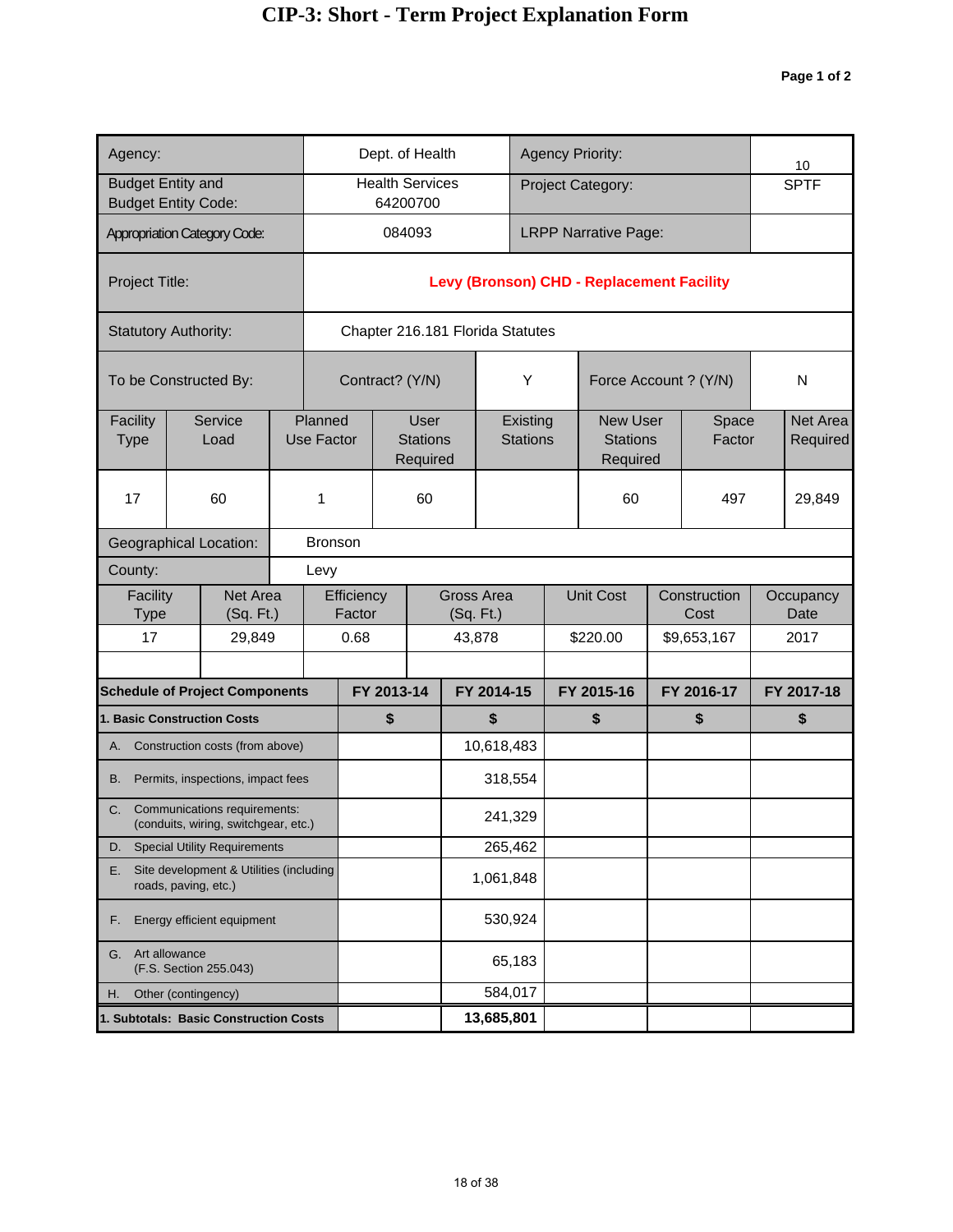# CIP-3: Short - Term Project Explanation Form

**Page 1 of 2**

| | | | |
|---|---|---|---|
| Agency: | Dept. of Health | Agency Priority: | 10 |
| Budget Entity and Budget Entity Code: | Health Services 64200700 | Project Category: | SPTF |
| Appropriation Category Code: | 084093 | LRPP Narrative Page: | |
| Project Title: | **Levy (Bronson) CHD - Replacement Facility** | | |
| Statutory Authority: | Chapter 216.181 Florida Statutes | | |

| To be Constructed By: | Contract? (Y/N) | Y | Force Account ? (Y/N) | N |
|---|---|---|---|---|

| Facility Type | Service Load | Planned Use Factor | User Stations Required | Existing Stations | New User Stations Required | Space Factor | Net Area Required |
|---|---|---|---|---|---|---|---|
| 17 | 60 | 1 | 60 | | 60 | 497 | 29,849 |

| | |
|---|---|
| Geographical Location: | Bronson |
| County: | Levy |

| Facility Type | Net Area (Sq. Ft.) | Efficiency Factor | Gross Area (Sq. Ft.) | Unit Cost | Construction Cost | Occupancy Date |
|---|---|---|---|---|---|---|
| 17 | 29,849 | 0.68 | 43,878 | $220.00 | $9,653,167 | 2017 |
| | | | | | | |

| **Schedule of Project Components** | **FY 2013-14** | **FY 2014-15** | **FY 2015-16** | **FY 2016-17** | **FY 2017-18** |
|---|---|---|---|---|---|
| **1. Basic Construction Costs** | **$** | **$** | **$** | **$** | **$** |
| A. Construction costs (from above) | | 10,618,483 | | | |
| B. Permits, inspections, impact fees | | 318,554 | | | |
| C. Communications requirements: (conduits, wiring, switchgear, etc.) | | 241,329 | | | |
| D. Special Utility Requirements | | 265,462 | | | |
| E. Site development & Utilities (including roads, paving, etc.) | | 1,061,848 | | | |
| F. Energy efficient equipment | | 530,924 | | | |
| G. Art allowance (F.S. Section 255.043) | | 65,183 | | | |
| H. Other (contingency) | | 584,017 | | | |
| **1. Subtotals: Basic Construction Costs** | | **13,685,801** | | | |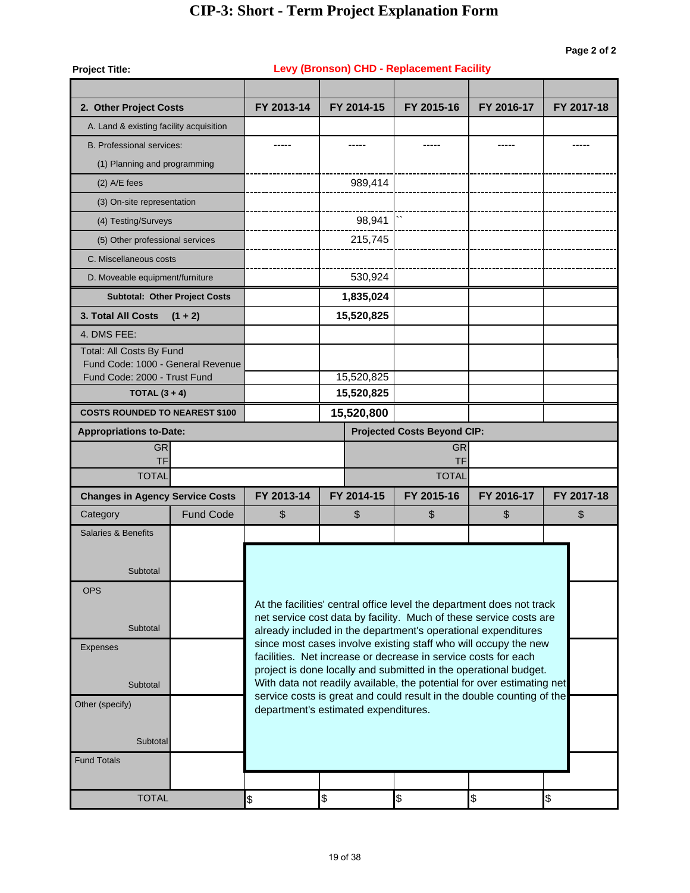# CIP-3: Short - Term Project Explanation Form

Page 2 of 2

**Project Title:** Levy (Bronson) CHD - Replacement Facility

| 2. Other Project Costs | FY 2013-14 | FY 2014-15 | FY 2015-16 | FY 2016-17 | FY 2017-18 |
|---|---|---|---|---|---|
| A. Land & existing facility acquisition | | | | | |
| B. Professional services: | ----- | ----- | ----- | ----- | ----- |
| (1) Planning and programming | | | | | |
| (2) A/E fees | | 989,414 | | | |
| (3) On-site representation | | | | | |
| (4) Testing/Surveys | | 98,941 | `` | | |
| (5) Other professional services | | 215,745 | | | |
| C. Miscellaneous costs | | | | | |
| D. Moveable equipment/furniture | | 530,924 | | | |
| **Subtotal: Other Project Costs** | | **1,835,024** | | | |
| **3. Total All Costs (1 + 2)** | | **15,520,825** | | | |
| 4. DMS FEE: | | | | | |
| Total: All Costs By Fund | | | | | |
| Fund Code: 1000 - General Revenue | | | | | |
| Fund Code: 2000 - Trust Fund | | 15,520,825 | | | |
| **TOTAL (3 + 4)** | | **15,520,825** | | | |
| **COSTS ROUNDED TO NEAREST $100** | | **15,520,800** | | | |

| Appropriations to-Date: | | Projected Costs Beyond CIP: | |
|---|---|---|---|
| GR | | GR | |
| TF | | TF | |
| TOTAL | | TOTAL | |

| Changes in Agency Service Costs | | FY 2013-14 | FY 2014-15 | FY 2015-16 | FY 2016-17 | FY 2017-18 |
|---|---|---|---|---|---|---|
| Category | Fund Code | $ | $ | $ | $ | $ |
| Salaries & Benefits | | | | | | |
| Subtotal | | | | | | |
| OPS | | | | | | |
| Subtotal | | | | | | |
| Expenses | | | | | | |
| Subtotal | | | | | | |
| Other (specify) | | | | | | |
| Subtotal | | | | | | |
| Fund Totals | | | | | | |
| TOTAL | | $ | $ | $ | $ | $ |

At the facilities' central office level the department does not track net service cost data by facility. Much of these service costs are already included in the department's operational expenditures since most cases involve existing staff who will occupy the new facilities. Net increase or decrease in service costs for each project is done locally and submitted in the operational budget. With data not readily available, the potential for over estimating net service costs is great and could result in the double counting of the department's estimated expenditures.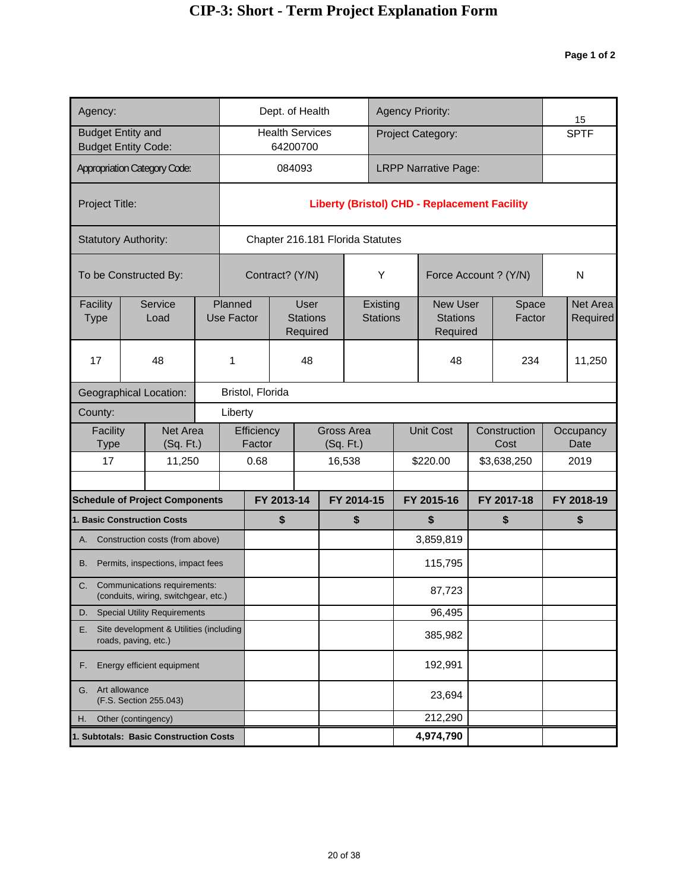# CIP-3: Short - Term Project Explanation Form

**Page 1 of 2**

| | | | |
|---|---|---|---|
| Agency: | Dept. of Health | Agency Priority: | 15 |
| Budget Entity and Budget Entity Code: | Health Services 64200700 | Project Category: | SPTF |
| Appropriation Category Code: | 084093 | LRPP Narrative Page: | |
| Project Title: | **Liberty (Bristol) CHD - Replacement Facility** | | |
| Statutory Authority: | Chapter 216.181 Florida Statutes | | |

| To be Constructed By: | Contract? (Y/N) | Y | Force Account ? (Y/N) | N |
|---|---|---|---|---|

| Facility Type | Service Load | Planned Use Factor | User Stations Required | Existing Stations | New User Stations Required | Space Factor | Net Area Required |
|---|---|---|---|---|---|---|---|
| 17 | 48 | 1 | 48 | | 48 | 234 | 11,250 |

Geographical Location: Bristol, Florida

County: Liberty

| Facility Type | Net Area (Sq. Ft.) | Efficiency Factor | Gross Area (Sq. Ft.) | Unit Cost | Construction Cost | Occupancy Date |
|---|---|---|---|---|---|---|
| 17 | 11,250 | 0.68 | 16,538 | $220.00 | $3,638,250 | 2019 |
| | | | | | | |

| **Schedule of Project Components** | **FY 2013-14** | **FY 2014-15** | **FY 2015-16** | **FY 2017-18** | **FY 2018-19** |
|---|---|---|---|---|---|
| **1. Basic Construction Costs** | **$** | **$** | **$** | **$** | **$** |
| A. Construction costs (from above) | | | 3,859,819 | | |
| B. Permits, inspections, impact fees | | | 115,795 | | |
| C. Communications requirements: (conduits, wiring, switchgear, etc.) | | | 87,723 | | |
| D. Special Utility Requirements | | | 96,495 | | |
| E. Site development & Utilities (including roads, paving, etc.) | | | 385,982 | | |
| F. Energy efficient equipment | | | 192,991 | | |
| G. Art allowance (F.S. Section 255.043) | | | 23,694 | | |
| H. Other (contingency) | | | 212,290 | | |
| **1. Subtotals: Basic Construction Costs** | | | **4,974,790** | | |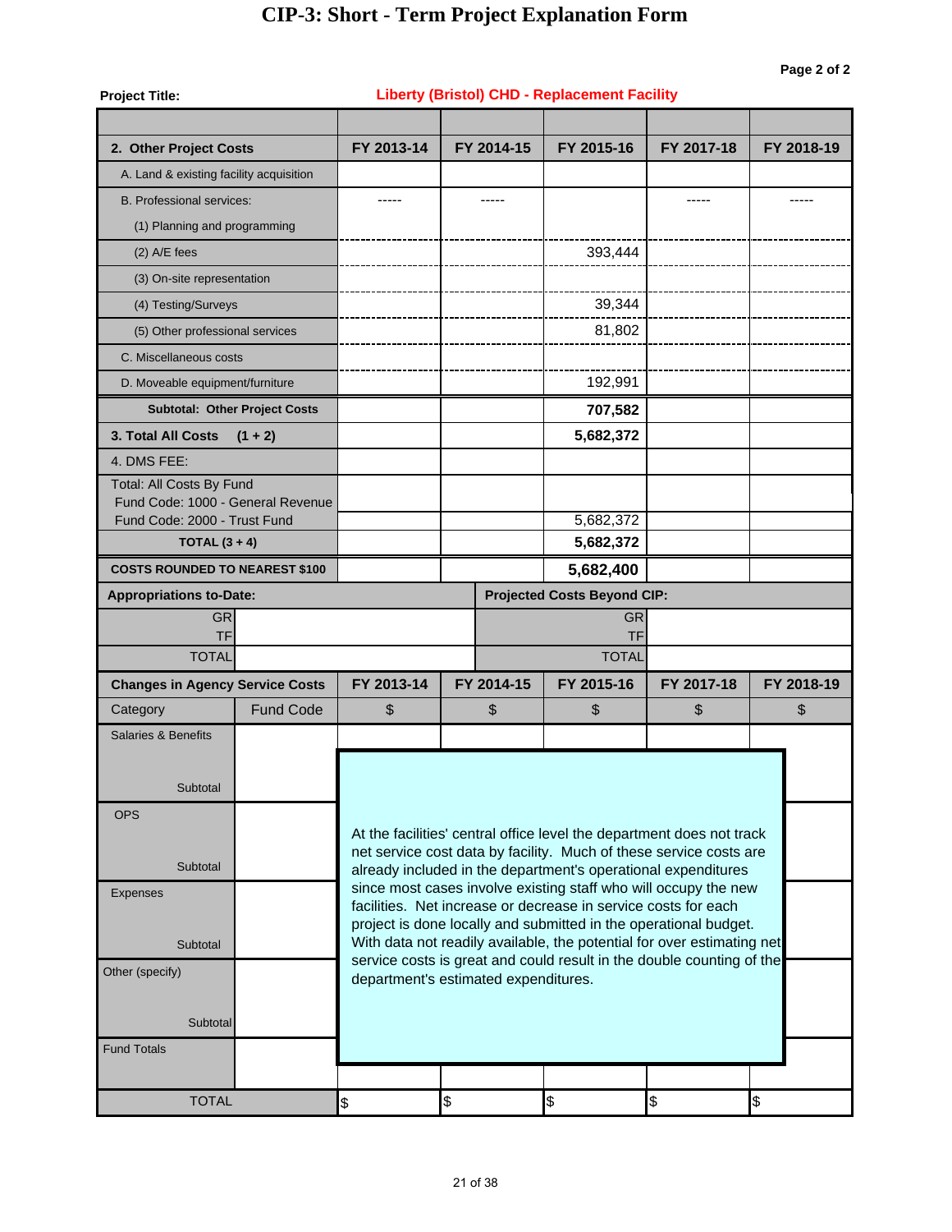# CIP-3: Short - Term Project Explanation Form

Page 2 of 2

**Project Title:** Liberty (Bristol) CHD - Replacement Facility

| 2. Other Project Costs | FY 2013-14 | FY 2014-15 | FY 2015-16 | FY 2017-18 | FY 2018-19 |
|---|---|---|---|---|---|
| A. Land & existing facility acquisition | | | | | |
| B. Professional services: | ----- | ----- | | ----- | ----- |
| (1) Planning and programming | | | | | |
| (2) A/E fees | | | 393,444 | | |
| (3) On-site representation | | | | | |
| (4) Testing/Surveys | | | 39,344 | | |
| (5) Other professional services | | | 81,802 | | |
| C. Miscellaneous costs | | | | | |
| D. Moveable equipment/furniture | | | 192,991 | | |
| **Subtotal: Other Project Costs** | | | **707,582** | | |
| **3. Total All Costs (1 + 2)** | | | **5,682,372** | | |
| 4. DMS FEE: | | | | | |
| Total: All Costs By Fund | | | | | |
| Fund Code: 1000 - General Revenue | | | | | |
| Fund Code: 2000 - Trust Fund | | | 5,682,372 | | |
| **TOTAL (3 + 4)** | | | **5,682,372** | | |
| **COSTS ROUNDED TO NEAREST $100** | | | **5,682,400** | | |

| Appropriations to-Date: | | Projected Costs Beyond CIP: | |
|---|---|---|---|
| GR | | GR | |
| TF | | TF | |
| TOTAL | | TOTAL | |

| Changes in Agency Service Costs | | FY 2013-14 | FY 2014-15 | FY 2015-16 | FY 2017-18 | FY 2018-19 |
|---|---|---|---|---|---|---|
| Category | Fund Code | $ | $ | $ | $ | $ |
| Salaries & Benefits | | | | | | |
| Subtotal | | | | | | |
| OPS | | | | | | |
| Subtotal | | | | | | |
| Expenses | | | | | | |
| Subtotal | | | | | | |
| Other (specify) | | | | | | |
| Subtotal | | | | | | |
| Fund Totals | | | | | | |
| TOTAL | | $ | $ | $ | $ | $ |

At the facilities' central office level the department does not track net service cost data by facility. Much of these service costs are already included in the department's operational expenditures since most cases involve existing staff who will occupy the new facilities. Net increase or decrease in service costs for each project is done locally and submitted in the operational budget. With data not readily available, the potential for over estimating net service costs is great and could result in the double counting of the department's estimated expenditures.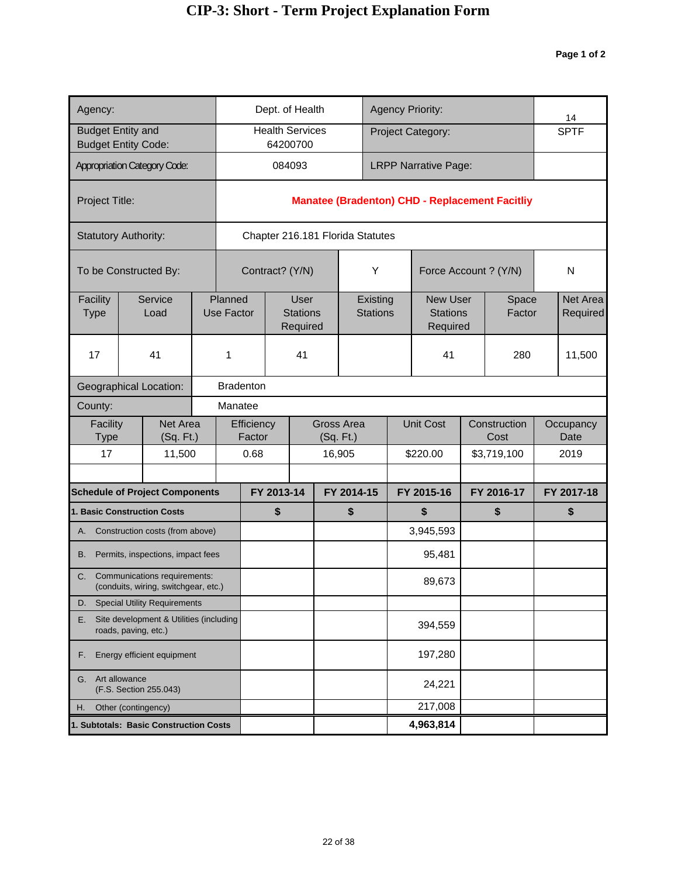# CIP-3: Short - Term Project Explanation Form

**Page 1 of 2**

| Agency: | Dept. of Health | Agency Priority: | 14 |
|---|---|---|---|
| Budget Entity and Budget Entity Code: | Health Services 64200700 | Project Category: | SPTF |
| Appropriation Category Code: | 084093 | LRPP Narrative Page: | |
| Project Title: | **Manatee (Bradenton) CHD - Replacement Facitliy** | | |
| Statutory Authority: | Chapter 216.181 Florida Statutes | | |

| To be Constructed By: | Contract? (Y/N) | Y | Force Account ? (Y/N) | N |
|---|---|---|---|---|

| Facility Type | Service Load | Planned Use Factor | User Stations Required | Existing Stations | New User Stations Required | Space Factor | Net Area Required |
|---|---|---|---|---|---|---|---|
| 17 | 41 | 1 | 41 | | 41 | 280 | 11,500 |

| Geographical Location: | Bradenton |
|---|---|
| County: | Manatee |

| Facility Type | Net Area (Sq. Ft.) | Efficiency Factor | Gross Area (Sq. Ft.) | Unit Cost | Construction Cost | Occupancy Date |
|---|---|---|---|---|---|---|
| 17 | 11,500 | 0.68 | 16,905 | $220.00 | $3,719,100 | 2019 |
| | | | | | | |

| Schedule of Project Components | FY 2013-14 | FY 2014-15 | FY 2015-16 | FY 2016-17 | FY 2017-18 |
|---|---|---|---|---|---|
| **1. Basic Construction Costs** | **$** | **$** | **$** | **$** | **$** |
| A. Construction costs (from above) | | | 3,945,593 | | |
| B. Permits, inspections, impact fees | | | 95,481 | | |
| C. Communications requirements: (conduits, wiring, switchgear, etc.) | | | 89,673 | | |
| D. Special Utility Requirements | | | | | |
| E. Site development & Utilities (including roads, paving, etc.) | | | 394,559 | | |
| F. Energy efficient equipment | | | 197,280 | | |
| G. Art allowance (F.S. Section 255.043) | | | 24,221 | | |
| H. Other (contingency) | | | 217,008 | | |
| **1. Subtotals: Basic Construction Costs** | | | **4,963,814** | | |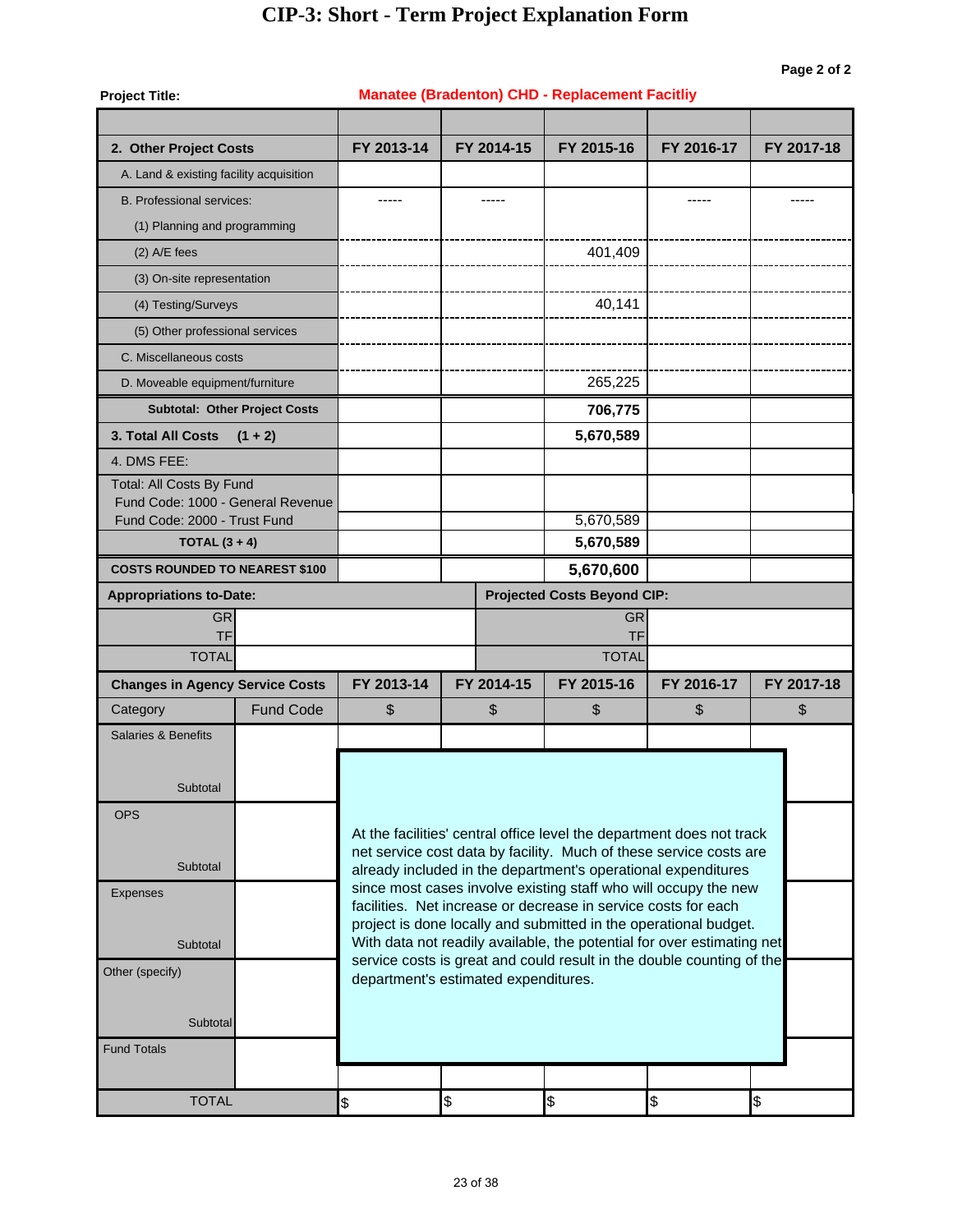# CIP-3: Short - Term Project Explanation Form

Page 2 of 2

**Project Title:** Manatee (Bradenton) CHD - Replacement Facitliy

| 2. Other Project Costs | FY 2013-14 | FY 2014-15 | FY 2015-16 | FY 2016-17 | FY 2017-18 |
|---|---|---|---|---|---|
| A. Land & existing facility acquisition | | | | | |
| B. Professional services: | ----- | ----- | | ----- | ----- |
| (1) Planning and programming | | | | | |
| (2) A/E fees | | | 401,409 | | |
| (3) On-site representation | | | | | |
| (4) Testing/Surveys | | | 40,141 | | |
| (5) Other professional services | | | | | |
| C. Miscellaneous costs | | | | | |
| D. Moveable equipment/furniture | | | 265,225 | | |
| **Subtotal: Other Project Costs** | | | **706,775** | | |
| **3. Total All Costs (1 + 2)** | | | **5,670,589** | | |
| 4. DMS FEE: | | | | | |
| Total: All Costs By Fund | | | | | |
| Fund Code: 1000 - General Revenue | | | | | |
| Fund Code: 2000 - Trust Fund | | | 5,670,589 | | |
| **TOTAL (3 + 4)** | | | **5,670,589** | | |
| **COSTS ROUNDED TO NEAREST $100** | | | **5,670,600** | | |

| Appropriations to-Date: | | Projected Costs Beyond CIP: | |
|---|---|---|---|
| GR | | GR | |
| TF | | TF | |
| TOTAL | | TOTAL | |

| Changes in Agency Service Costs | | FY 2013-14 | FY 2014-15 | FY 2015-16 | FY 2016-17 | FY 2017-18 |
|---|---|---|---|---|---|---|
| Category | Fund Code | $ | $ | $ | $ | $ |
| Salaries & Benefits | | | | | | |
| Subtotal | | | | | | |
| OPS | | | | | | |
| Subtotal | | | | | | |
| Expenses | | | | | | |
| Subtotal | | | | | | |
| Other (specify) | | | | | | |
| Subtotal | | | | | | |
| Fund Totals | | | | | | |
| TOTAL | | $ | $ | $ | $ | $ |

At the facilities' central office level the department does not track net service cost data by facility. Much of these service costs are already included in the department's operational expenditures since most cases involve existing staff who will occupy the new facilities. Net increase or decrease in service costs for each project is done locally and submitted in the operational budget. With data not readily available, the potential for over estimating net service costs is great and could result in the double counting of the department's estimated expenditures.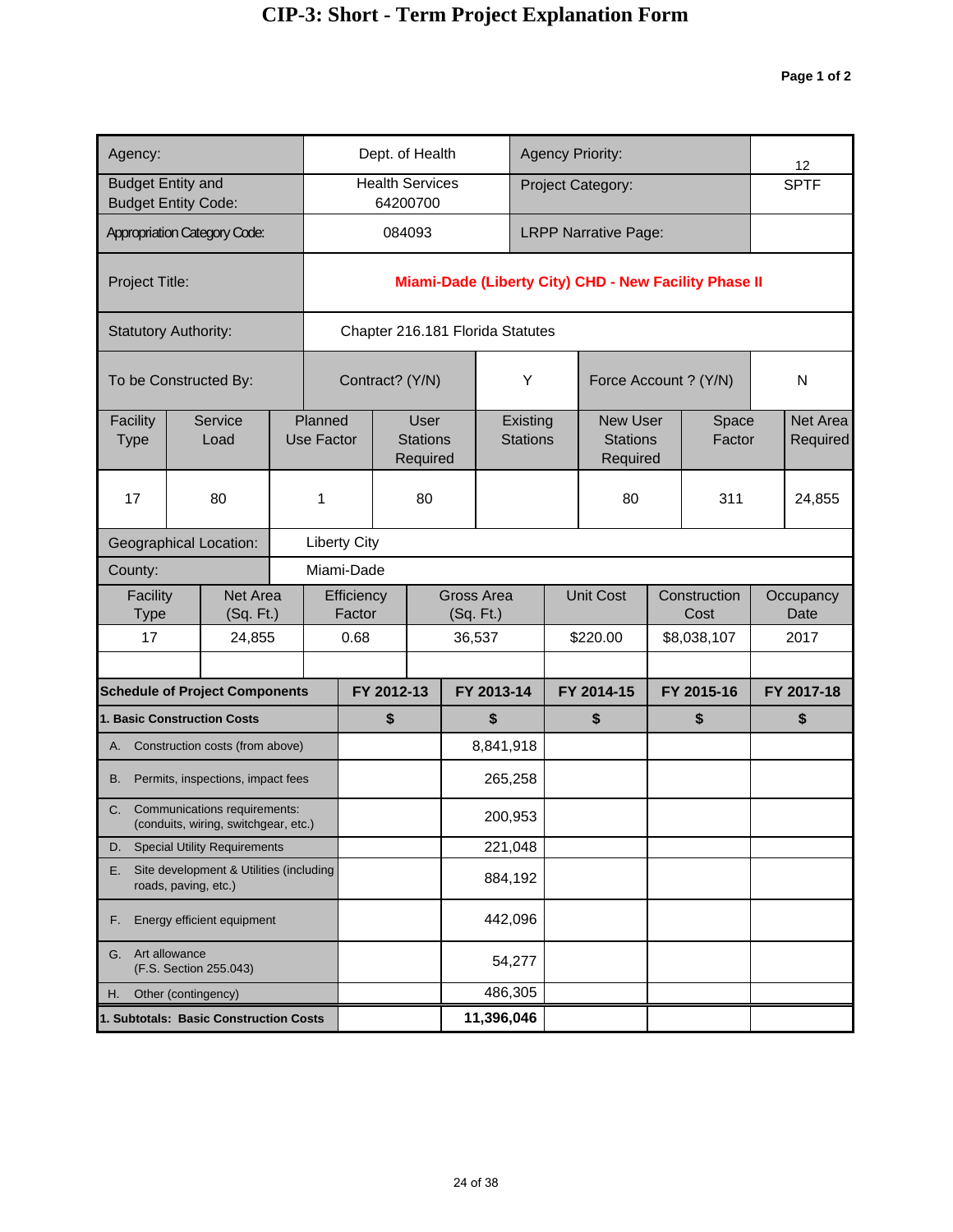# CIP-3: Short - Term Project Explanation Form

**Page 1 of 2**

| | | | |
|---|---|---|---|
| Agency: | Dept. of Health | Agency Priority: | 12 |
| Budget Entity and Budget Entity Code: | Health Services 64200700 | Project Category: | SPTF |
| Appropriation Category Code: | 084093 | LRPP Narrative Page: | |
| Project Title: | **Miami-Dade (Liberty City) CHD - New Facility Phase II** | | |
| Statutory Authority: | Chapter 216.181 Florida Statutes | | |

| To be Constructed By: | Contract? (Y/N) | Y | Force Account ? (Y/N) | N |
|---|---|---|---|---|

| Facility Type | Service Load | Planned Use Factor | User Stations Required | Existing Stations | New User Stations Required | Space Factor | Net Area Required |
|---|---|---|---|---|---|---|---|
| 17 | 80 | 1 | 80 | | 80 | 311 | 24,855 |

| | |
|---|---|
| Geographical Location: | Liberty City |
| County: | Miami-Dade |

| Facility Type | Net Area (Sq. Ft.) | Efficiency Factor | Gross Area (Sq. Ft.) | Unit Cost | Construction Cost | Occupancy Date |
|---|---|---|---|---|---|---|
| 17 | 24,855 | 0.68 | 36,537 | $220.00 | $8,038,107 | 2017 |
| | | | | | | |

| **Schedule of Project Components** | **FY 2012-13** | **FY 2013-14** | **FY 2014-15** | **FY 2015-16** | **FY 2017-18** |
|---|---|---|---|---|---|
| **1. Basic Construction Costs** | **$** | **$** | **$** | **$** | **$** |
| A. Construction costs (from above) | | 8,841,918 | | | |
| B. Permits, inspections, impact fees | | 265,258 | | | |
| C. Communications requirements: (conduits, wiring, switchgear, etc.) | | 200,953 | | | |
| D. Special Utility Requirements | | 221,048 | | | |
| E. Site development & Utilities (including roads, paving, etc.) | | 884,192 | | | |
| F. Energy efficient equipment | | 442,096 | | | |
| G. Art allowance (F.S. Section 255.043) | | 54,277 | | | |
| H. Other (contingency) | | 486,305 | | | |
| **1. Subtotals: Basic Construction Costs** | | **11,396,046** | | | |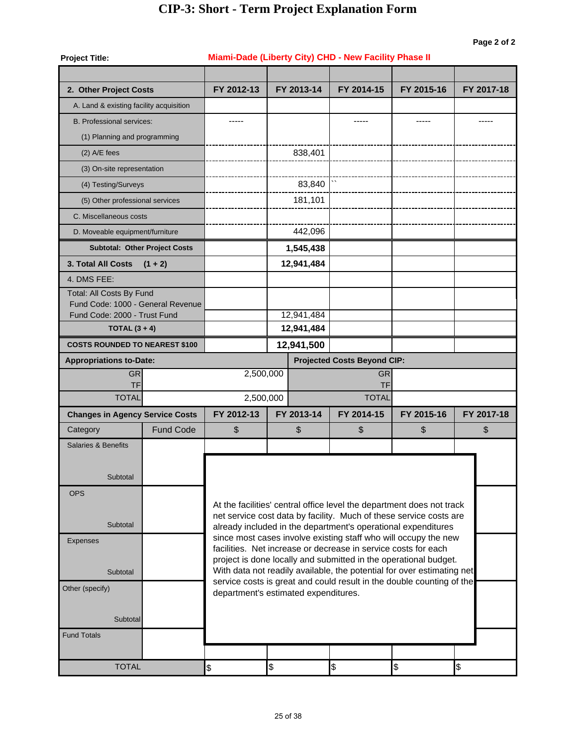# CIP-3: Short - Term Project Explanation Form

Page 2 of 2

**Project Title:** Miami-Dade (Liberty City) CHD - New Facility Phase II

| 2. Other Project Costs | FY 2012-13 | FY 2013-14 | FY 2014-15 | FY 2015-16 | FY 2017-18 |
|---|---|---|---|---|---|
| A. Land & existing facility acquisition | | | | | |
| B. Professional services: | ----- | | ----- | ----- | ----- |
| (1) Planning and programming | | | | | |
| (2) A/E fees | | 838,401 | | | |
| (3) On-site representation | | | | | |
| (4) Testing/Surveys | | 83,840 | `` | | |
| (5) Other professional services | | 181,101 | | | |
| C. Miscellaneous costs | | | | | |
| D. Moveable equipment/furniture | | 442,096 | | | |
| **Subtotal: Other Project Costs** | | **1,545,438** | | | |
| **3. Total All Costs (1 + 2)** | | **12,941,484** | | | |
| 4. DMS FEE: | | | | | |
| Total: All Costs By Fund<br>Fund Code: 1000 - General Revenue | | | | | |
| Fund Code: 2000 - Trust Fund | | 12,941,484 | | | |
| **TOTAL (3 + 4)** | | **12,941,484** | | | |
| **COSTS ROUNDED TO NEAREST $100** | | **12,941,500** | | | |

| Appropriations to-Date: | | Projected Costs Beyond CIP: | |
|---|---|---|---|
| GR | 2,500,000 | GR | |
| TF | | TF | |
| TOTAL | 2,500,000 | TOTAL | |

| Changes in Agency Service Costs | | FY 2012-13 | FY 2013-14 | FY 2014-15 | FY 2015-16 | FY 2017-18 |
|---|---|---|---|---|---|---|
| Category | Fund Code | $ | $ | $ | $ | $ |
| Salaries & Benefits<br>Subtotal | | | | | | |
| OPS<br>Subtotal | | | | | | |
| Expenses<br>Subtotal | | | | | | |
| Other (specify)<br>Subtotal | | | | | | |
| Fund Totals | | | | | | |
| TOTAL | | $ | $ | $ | $ | $ |

At the facilities' central office level the department does not track net service cost data by facility. Much of these service costs are already included in the department's operational expenditures since most cases involve existing staff who will occupy the new facilities. Net increase or decrease in service costs for each project is done locally and submitted in the operational budget. With data not readily available, the potential for over estimating net service costs is great and could result in the double counting of the department's estimated expenditures.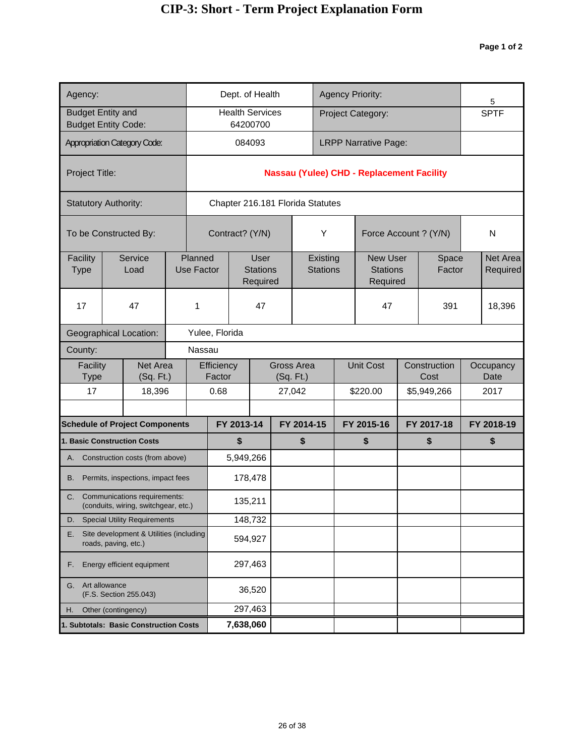# CIP-3: Short - Term Project Explanation Form

**Page 1 of 2**

| Agency: | Dept. of Health | Agency Priority: | 5 |
|---|---|---|---|
| Budget Entity and Budget Entity Code: | Health Services 64200700 | Project Category: | SPTF |
| Appropriation Category Code: | 084093 | LRPP Narrative Page: | |
| Project Title: | **Nassau (Yulee) CHD - Replacement Facility** | | |
| Statutory Authority: | Chapter 216.181 Florida Statutes | | |

| To be Constructed By: | Contract? (Y/N) | Y | Force Account ? (Y/N) | N |
|---|---|---|---|---|

| Facility Type | Service Load | Planned Use Factor | User Stations Required | Existing Stations | New User Stations Required | Space Factor | Net Area Required |
|---|---|---|---|---|---|---|---|
| 17 | 47 | 1 | 47 | | 47 | 391 | 18,396 |

| Geographical Location: | Yulee, Florida |
|---|---|
| County: | Nassau |

| Facility Type | Net Area (Sq. Ft.) | Efficiency Factor | Gross Area (Sq. Ft.) | Unit Cost | Construction Cost | Occupancy Date |
|---|---|---|---|---|---|---|
| 17 | 18,396 | 0.68 | 27,042 | $220.00 | $5,949,266 | 2017 |
| | | | | | | |

| Schedule of Project Components | FY 2013-14 | FY 2014-15 | FY 2015-16 | FY 2017-18 | FY 2018-19 |
|---|---|---|---|---|---|
| **1. Basic Construction Costs** | **$** | **$** | **$** | **$** | **$** |
| A. Construction costs (from above) | 5,949,266 | | | | |
| B. Permits, inspections, impact fees | 178,478 | | | | |
| C. Communications requirements: (conduits, wiring, switchgear, etc.) | 135,211 | | | | |
| D. Special Utility Requirements | 148,732 | | | | |
| E. Site development & Utilities (including roads, paving, etc.) | 594,927 | | | | |
| F. Energy efficient equipment | 297,463 | | | | |
| G. Art allowance (F.S. Section 255.043) | 36,520 | | | | |
| H. Other (contingency) | 297,463 | | | | |
| **1. Subtotals: Basic Construction Costs** | **7,638,060** | | | | |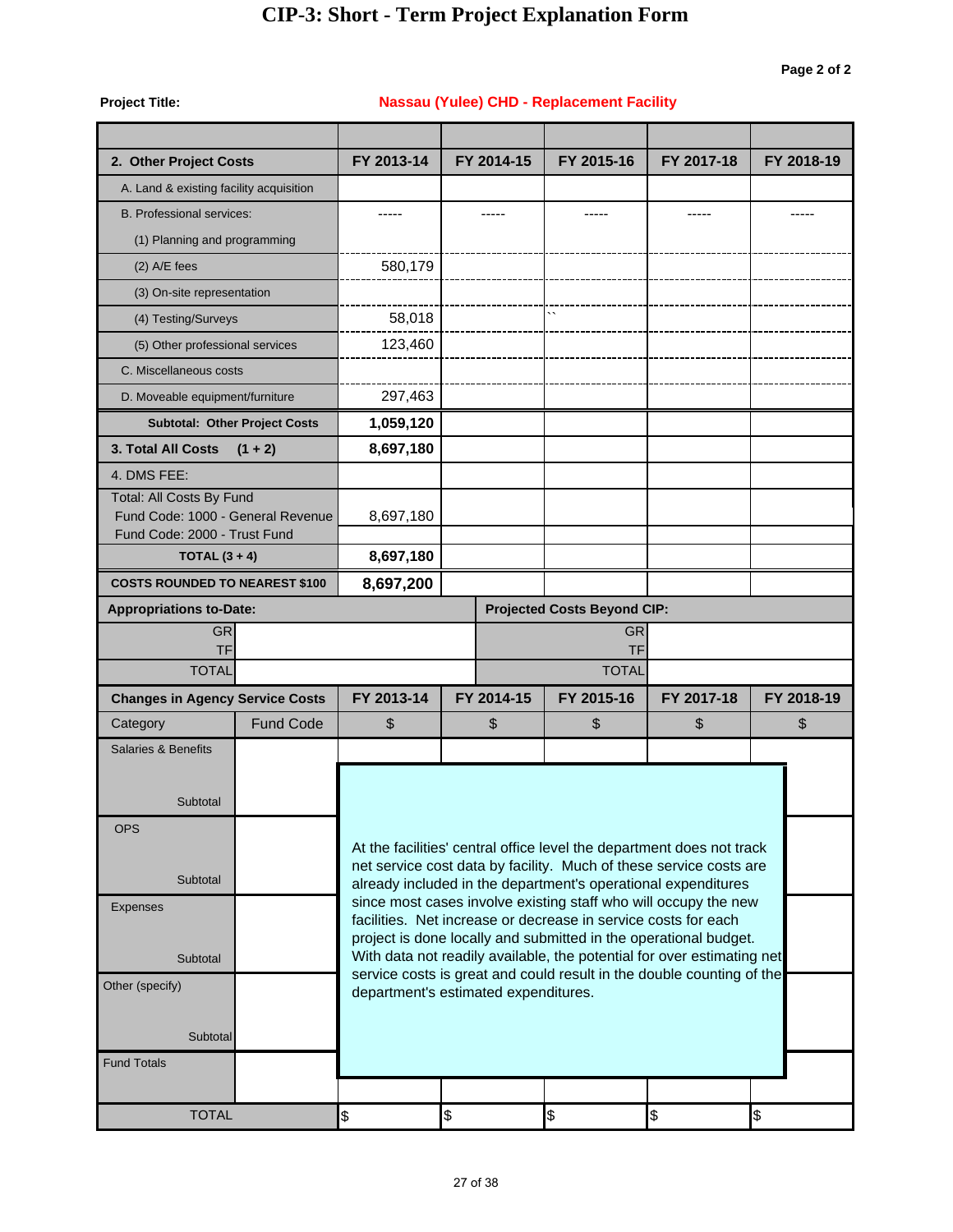# CIP-3: Short - Term Project Explanation Form

**Page 2 of 2**

**Project Title:** **Nassau (Yulee) CHD - Replacement Facility**

| 2. Other Project Costs | FY 2013-14 | FY 2014-15 | FY 2015-16 | FY 2017-18 | FY 2018-19 |
|---|---|---|---|---|---|
| A. Land & existing facility acquisition | | | | | |
| B. Professional services: | ----- | ----- | ----- | ----- | ----- |
| (1) Planning and programming | | | | | |
| (2) A/E fees | 580,179 | | | | |
| (3) On-site representation | | | | | |
| (4) Testing/Surveys | 58,018 | | `` | | |
| (5) Other professional services | 123,460 | | | | |
| C. Miscellaneous costs | | | | | |
| D. Moveable equipment/furniture | 297,463 | | | | |
| **Subtotal: Other Project Costs** | **1,059,120** | | | | |
| **3. Total All Costs (1 + 2)** | **8,697,180** | | | | |
| 4. DMS FEE: | | | | | |
| Total: All Costs By Fund | | | | | |
| Fund Code: 1000 - General Revenue | 8,697,180 | | | | |
| Fund Code: 2000 - Trust Fund | | | | | |
| **TOTAL (3 + 4)** | **8,697,180** | | | | |
| **COSTS ROUNDED TO NEAREST $100** | **8,697,200** | | | | |

| **Appropriations to-Date:** | | **Projected Costs Beyond CIP:** | |
|---|---|---|---|
| GR | | GR | |
| TF | | TF | |
| TOTAL | | TOTAL | |

| **Changes in Agency Service Costs** | | FY 2013-14 | FY 2014-15 | FY 2015-16 | FY 2017-18 | FY 2018-19 |
|---|---|---|---|---|---|---|
| Category | Fund Code | $ | $ | $ | $ | $ |
| Salaries & Benefits | | | | | | |
| Subtotal | | | | | | |
| OPS | | | | | | |
| Subtotal | | | | | | |
| Expenses | | | | | | |
| Subtotal | | | | | | |
| Other (specify) | | | | | | |
| Subtotal | | | | | | |
| Fund Totals | | | | | | |
| TOTAL | | $ | $ | $ | $ | $ |

At the facilities' central office level the department does not track net service cost data by facility. Much of these service costs are already included in the department's operational expenditures since most cases involve existing staff who will occupy the new facilities. Net increase or decrease in service costs for each project is done locally and submitted in the operational budget. With data not readily available, the potential for over estimating net service costs is great and could result in the double counting of the department's estimated expenditures.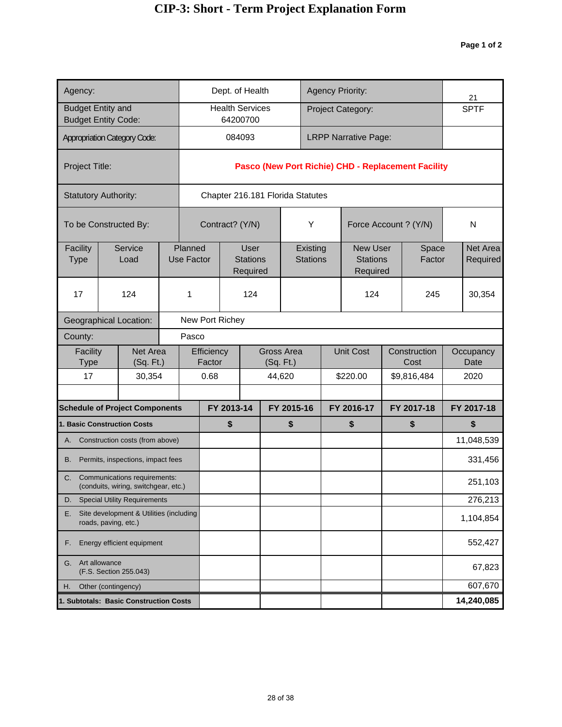# CIP-3: Short - Term Project Explanation Form

**Page 1 of 2**

| Agency: | Dept. of Health | Agency Priority: | 21 |
|---|---|---|---|
| Budget Entity and Budget Entity Code: | Health Services 64200700 | Project Category: | SPTF |
| Appropriation Category Code: | 084093 | LRPP Narrative Page: | |
| Project Title: | **Pasco (New Port Richie) CHD - Replacement Facility** | | |
| Statutory Authority: | Chapter 216.181 Florida Statutes | | |
| To be Constructed By: | Contract? (Y/N): Y | Force Account ? (Y/N) | N |

| Facility Type | Service Load | Planned Use Factor | User Stations Required | Existing Stations | New User Stations Required | Space Factor | Net Area Required |
|---|---|---|---|---|---|---|---|
| 17 | 124 | 1 | 124 | | 124 | 245 | 30,354 |

Geographical Location: New Port Richey

County: Pasco

| Facility Type | Net Area (Sq. Ft.) | Efficiency Factor | Gross Area (Sq. Ft.) | Unit Cost | Construction Cost | Occupancy Date |
|---|---|---|---|---|---|---|
| 17 | 30,354 | 0.68 | 44,620 | $220.00 | $9,816,484 | 2020 |
| | | | | | | |

| Schedule of Project Components | FY 2013-14 | FY 2015-16 | FY 2016-17 | FY 2017-18 | FY 2017-18 |
|---|---|---|---|---|---|
| **1. Basic Construction Costs** | **$** | **$** | **$** | **$** | **$** |
| A. Construction costs (from above) | | | | | 11,048,539 |
| B. Permits, inspections, impact fees | | | | | 331,456 |
| C. Communications requirements: (conduits, wiring, switchgear, etc.) | | | | | 251,103 |
| D. Special Utility Requirements | | | | | 276,213 |
| E. Site development & Utilities (including roads, paving, etc.) | | | | | 1,104,854 |
| F. Energy efficient equipment | | | | | 552,427 |
| G. Art allowance (F.S. Section 255.043) | | | | | 67,823 |
| H. Other (contingency) | | | | | 607,670 |
| **1. Subtotals: Basic Construction Costs** | | | | | **14,240,085** |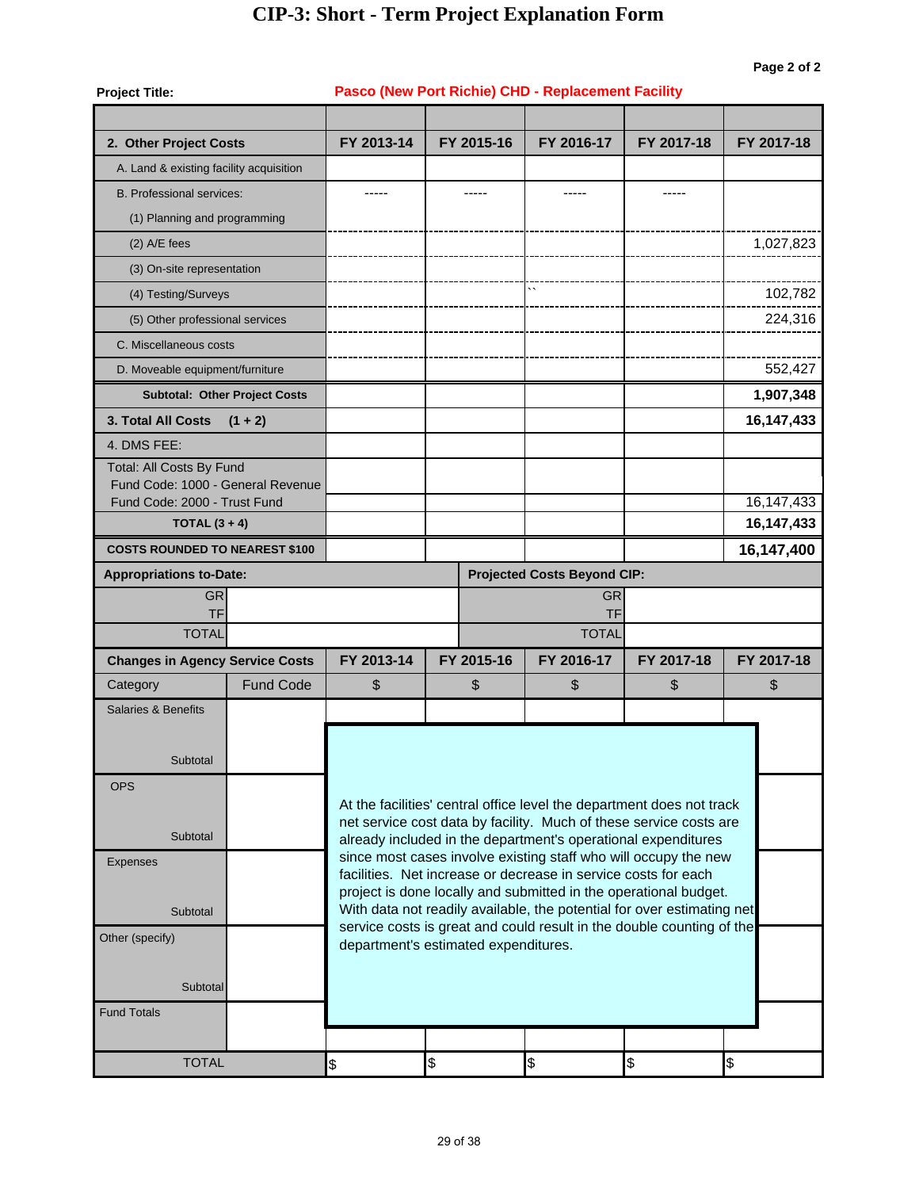# CIP-3: Short - Term Project Explanation Form

**Page 2 of 2**

**Project Title:** Pasco (New Port Richie) CHD - Replacement Facility

| 2. Other Project Costs | FY 2013-14 | FY 2015-16 | FY 2016-17 | FY 2017-18 | FY 2017-18 |
|---|---|---|---|---|---|
| A. Land & existing facility acquisition | | | | | |
| B. Professional services: | ----- | ----- | ----- | ----- | |
| (1) Planning and programming | | | | | |
| (2) A/E fees | | | | | 1,027,823 |
| (3) On-site representation | | | | | |
| (4) Testing/Surveys | | | `` | | 102,782 |
| (5) Other professional services | | | | | 224,316 |
| C. Miscellaneous costs | | | | | |
| D. Moveable equipment/furniture | | | | | 552,427 |
| **Subtotal: Other Project Costs** | | | | | **1,907,348** |
| **3. Total All Costs (1 + 2)** | | | | | **16,147,433** |
| 4. DMS FEE: | | | | | |
| Total: All Costs By Fund | | | | | |
| Fund Code: 1000 - General Revenue | | | | | |
| Fund Code: 2000 - Trust Fund | | | | | 16,147,433 |
| **TOTAL (3 + 4)** | | | | | **16,147,433** |
| **COSTS ROUNDED TO NEAREST $100** | | | | | **16,147,400** |

| Appropriations to-Date: | | Projected Costs Beyond CIP: | |
|---|---|---|---|
| GR | | GR | |
| TF | | TF | |
| TOTAL | | TOTAL | |

| Changes in Agency Service Costs | | FY 2013-14 | FY 2015-16 | FY 2016-17 | FY 2017-18 | FY 2017-18 |
|---|---|---|---|---|---|---|
| Category | Fund Code | $ | $ | $ | $ | $ |
| Salaries & Benefits | | | | | | |
| Subtotal | | | | | | |
| OPS | | | | | | |
| Subtotal | | | | | | |
| Expenses | | | | | | |
| Subtotal | | | | | | |
| Other (specify) | | | | | | |
| Subtotal | | | | | | |
| Fund Totals | | | | | | |
| TOTAL | | $ | $ | $ | $ | $ |

At the facilities' central office level the department does not track net service cost data by facility. Much of these service costs are already included in the department's operational expenditures since most cases involve existing staff who will occupy the new facilities. Net increase or decrease in service costs for each project is done locally and submitted in the operational budget. With data not readily available, the potential for over estimating net service costs is great and could result in the double counting of the department's estimated expenditures.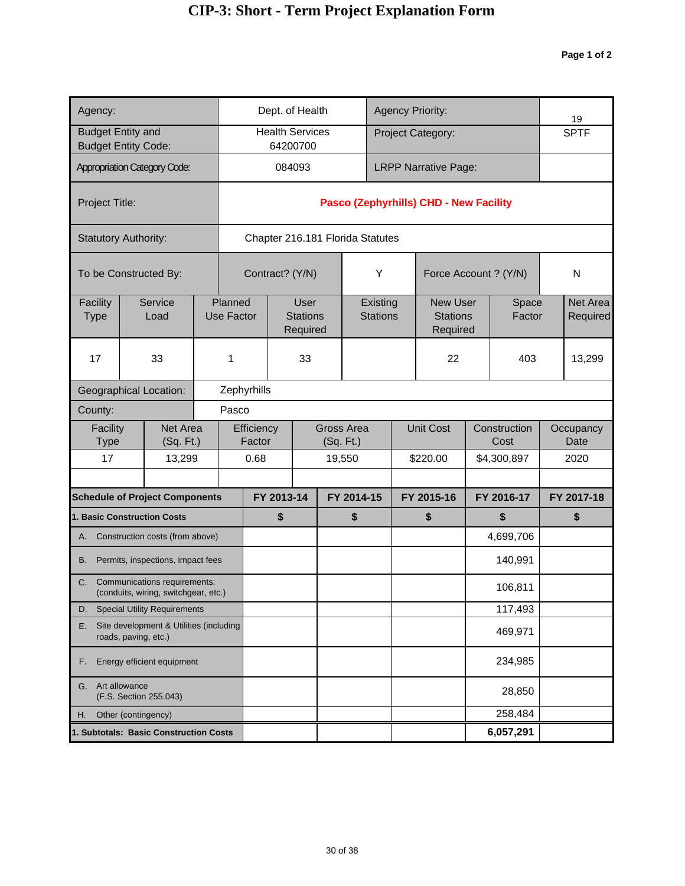# CIP-3: Short - Term Project Explanation Form

**Page 1 of 2**

| | | | |
|---|---|---|---|
| Agency: | Dept. of Health | Agency Priority: | 19 |
| Budget Entity and Budget Entity Code: | Health Services 64200700 | Project Category: | SPTF |
| Appropriation Category Code: | 084093 | LRPP Narrative Page: | |
| Project Title: | **Pasco (Zephyrhills) CHD - New Facility** | | |
| Statutory Authority: | Chapter 216.181 Florida Statutes | | |

| To be Constructed By: | Contract? (Y/N) | Y | Force Account ? (Y/N) | N |
|---|---|---|---|---|

| Facility Type | Service Load | Planned Use Factor | User Stations Required | Existing Stations | New User Stations Required | Space Factor | Net Area Required |
|---|---|---|---|---|---|---|---|
| 17 | 33 | 1 | 33 | | 22 | 403 | 13,299 |

| | |
|---|---|
| Geographical Location: | Zephyrhills |
| County: | Pasco |

| Facility Type | Net Area (Sq. Ft.) | Efficiency Factor | Gross Area (Sq. Ft.) | Unit Cost | Construction Cost | Occupancy Date |
|---|---|---|---|---|---|---|
| 17 | 13,299 | 0.68 | 19,550 | $220.00 | $4,300,897 | 2020 |
| | | | | | | |

| Schedule of Project Components | FY 2013-14 | FY 2014-15 | FY 2015-16 | FY 2016-17 | FY 2017-18 |
|---|---|---|---|---|---|
| **1. Basic Construction Costs** | **$** | **$** | **$** | **$** | **$** |
| A. Construction costs (from above) | | | | 4,699,706 | |
| B. Permits, inspections, impact fees | | | | 140,991 | |
| C. Communications requirements: (conduits, wiring, switchgear, etc.) | | | | 106,811 | |
| D. Special Utility Requirements | | | | 117,493 | |
| E. Site development & Utilities (including roads, paving, etc.) | | | | 469,971 | |
| F. Energy efficient equipment | | | | 234,985 | |
| G. Art allowance (F.S. Section 255.043) | | | | 28,850 | |
| H. Other (contingency) | | | | 258,484 | |
| **1. Subtotals: Basic Construction Costs** | | | | **6,057,291** | |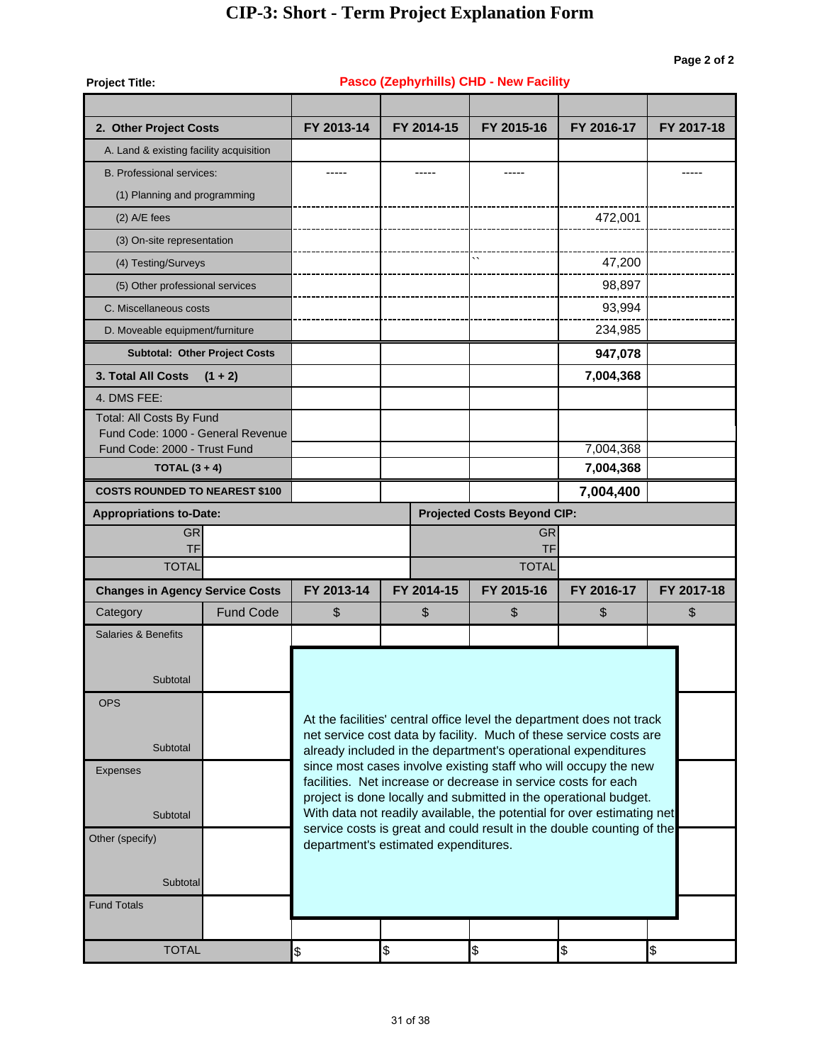# CIP-3: Short - Term Project Explanation Form

Page 2 of 2

**Project Title:** Pasco (Zephyrhills) CHD - New Facility

| 2. Other Project Costs | FY 2013-14 | FY 2014-15 | FY 2015-16 | FY 2016-17 | FY 2017-18 |
|---|---|---|---|---|---|
| A. Land & existing facility acquisition | | | | | |
| B. Professional services: | ----- | ----- | ----- | | ----- |
| (1) Planning and programming | | | | | |
| (2) A/E fees | | | | 472,001 | |
| (3) On-site representation | | | | | |
| (4) Testing/Surveys | | | `` | 47,200 | |
| (5) Other professional services | | | | 98,897 | |
| C. Miscellaneous costs | | | | 93,994 | |
| D. Moveable equipment/furniture | | | | 234,985 | |
| **Subtotal: Other Project Costs** | | | | **947,078** | |
| **3. Total All Costs (1 + 2)** | | | | **7,004,368** | |
| 4. DMS FEE: | | | | | |
| Total: All Costs By Fund | | | | | |
| Fund Code: 1000 - General Revenue | | | | | |
| Fund Code: 2000 - Trust Fund | | | | 7,004,368 | |
| **TOTAL (3 + 4)** | | | | **7,004,368** | |
| **COSTS ROUNDED TO NEAREST $100** | | | | **7,004,400** | |

| Appropriations to-Date: | | Projected Costs Beyond CIP: | |
|---|---|---|---|
| GR | | GR | |
| TF | | TF | |
| TOTAL | | TOTAL | |

| Changes in Agency Service Costs | | FY 2013-14 | FY 2014-15 | FY 2015-16 | FY 2016-17 | FY 2017-18 |
|---|---|---|---|---|---|---|
| Category | Fund Code | $ | $ | $ | $ | $ |
| Salaries & Benefits | | | | | | |
| Subtotal | | | | | | |
| OPS | | | | | | |
| Subtotal | | | | | | |
| Expenses | | | | | | |
| Subtotal | | | | | | |
| Other (specify) | | | | | | |
| Subtotal | | | | | | |
| Fund Totals | | | | | | |
| TOTAL | | $ | $ | $ | $ | $ |

At the facilities' central office level the department does not track net service cost data by facility. Much of these service costs are already included in the department's operational expenditures since most cases involve existing staff who will occupy the new facilities. Net increase or decrease in service costs for each project is done locally and submitted in the operational budget. With data not readily available, the potential for over estimating net service costs is great and could result in the double counting of the department's estimated expenditures.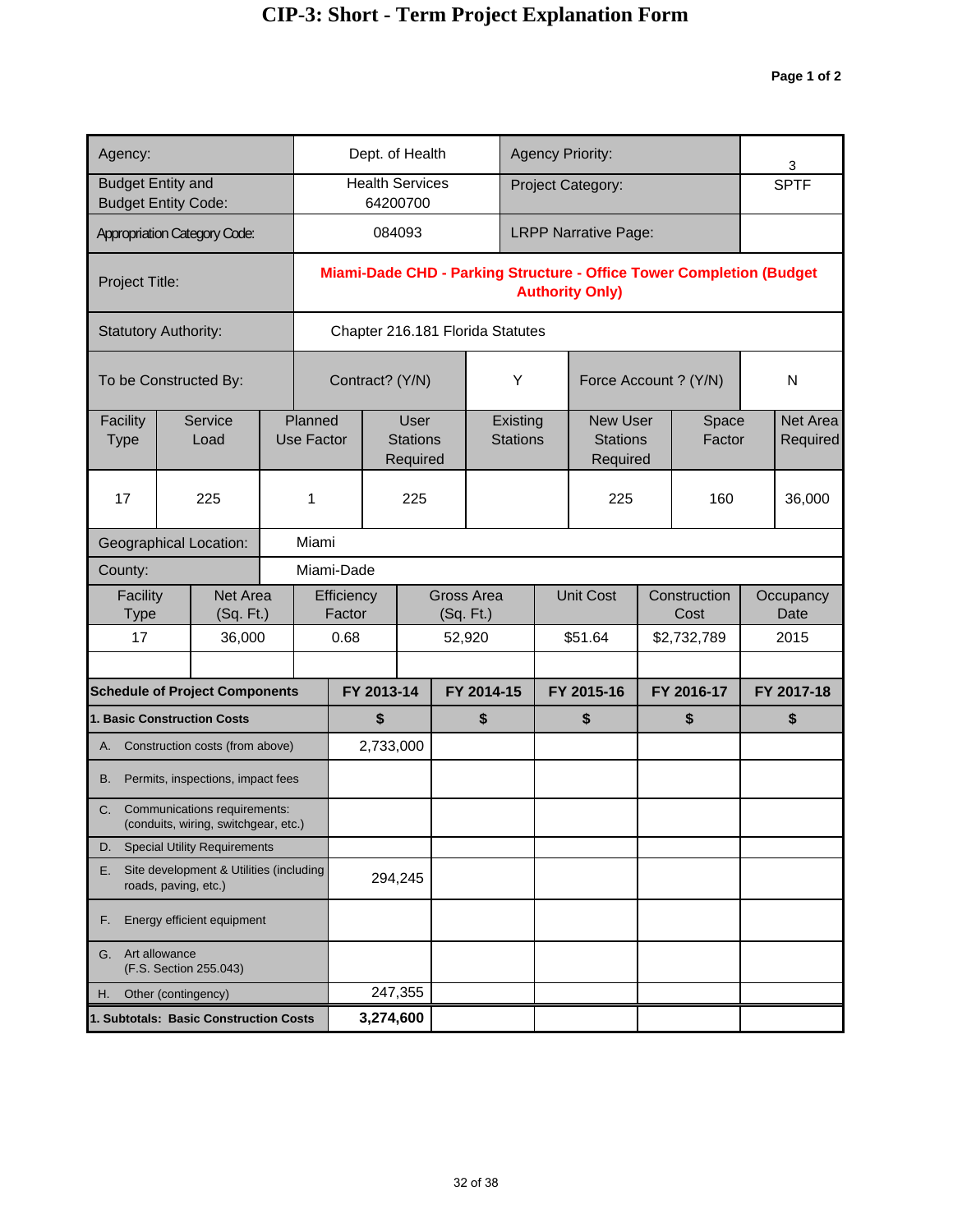# CIP-3: Short - Term Project Explanation Form

**Page 1 of 2**

| | | | |
|---|---|---|---|
| Agency: | Dept. of Health | Agency Priority: | 3 |
| Budget Entity and Budget Entity Code: | Health Services 64200700 | Project Category: | SPTF |
| Appropriation Category Code: | 084093 | LRPP Narrative Page: | |
| Project Title: | **Miami-Dade CHD - Parking Structure - Office Tower Completion (Budget Authority Only)** | | |
| Statutory Authority: | Chapter 216.181 Florida Statutes | | |

| To be Constructed By: | Contract? (Y/N) | Y | Force Account ? (Y/N) | N |
|---|---|---|---|---|

| Facility Type | Service Load | Planned Use Factor | User Stations Required | Existing Stations | New User Stations Required | Space Factor | Net Area Required |
|---|---|---|---|---|---|---|---|
| 17 | 225 | 1 | 225 | | 225 | 160 | 36,000 |

| | |
|---|---|
| Geographical Location: | Miami |
| County: | Miami-Dade |

| Facility Type | Net Area (Sq. Ft.) | Efficiency Factor | Gross Area (Sq. Ft.) | Unit Cost | Construction Cost | Occupancy Date |
|---|---|---|---|---|---|---|
| 17 | 36,000 | 0.68 | 52,920 | $51.64 | $2,732,789 | 2015 |
| | | | | | | |

| **Schedule of Project Components** | **FY 2013-14** | **FY 2014-15** | **FY 2015-16** | **FY 2016-17** | **FY 2017-18** |
|---|---|---|---|---|---|
| **1. Basic Construction Costs** | **$** | **$** | **$** | **$** | **$** |
| A. Construction costs (from above) | 2,733,000 | | | | |
| B. Permits, inspections, impact fees | | | | | |
| C. Communications requirements: (conduits, wiring, switchgear, etc.) | | | | | |
| D. Special Utility Requirements | | | | | |
| E. Site development & Utilities (including roads, paving, etc.) | 294,245 | | | | |
| F. Energy efficient equipment | | | | | |
| G. Art allowance (F.S. Section 255.043) | | | | | |
| H. Other (contingency) | 247,355 | | | | |
| **1. Subtotals: Basic Construction Costs** | **3,274,600** | | | | |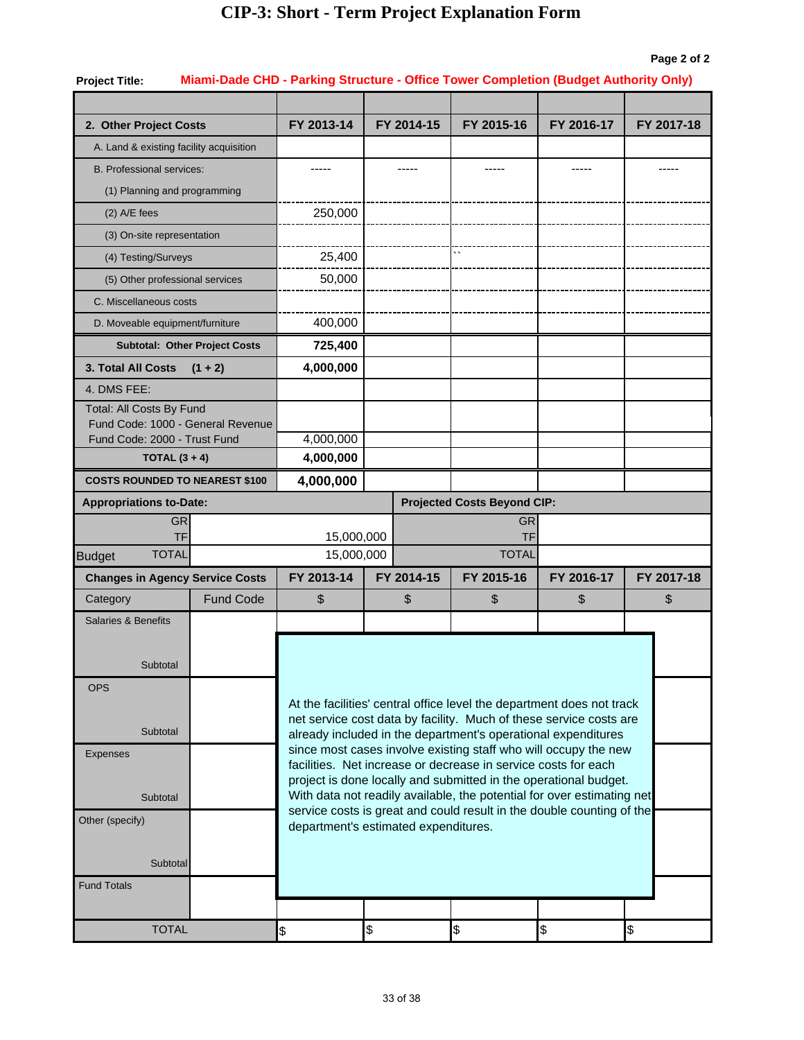# CIP-3: Short - Term Project Explanation Form

Page 2 of 2

**Project Title:** **Miami-Dade CHD - Parking Structure - Office Tower Completion (Budget Authority Only)**

| 2. Other Project Costs | FY 2013-14 | FY 2014-15 | FY 2015-16 | FY 2016-17 | FY 2017-18 |
|---|---|---|---|---|---|
| A. Land & existing facility acquisition | | | | | |
| B. Professional services: | ----- | ----- | ----- | ----- | ----- |
| (1) Planning and programming | | | | | |
| (2) A/E fees | 250,000 | | | | |
| (3) On-site representation | | | | | |
| (4) Testing/Surveys | 25,400 | | `` | | |
| (5) Other professional services | 50,000 | | | | |
| C. Miscellaneous costs | | | | | |
| D. Moveable equipment/furniture | 400,000 | | | | |
| **Subtotal: Other Project Costs** | **725,400** | | | | |
| **3. Total All Costs (1 + 2)** | **4,000,000** | | | | |
| 4. DMS FEE: | | | | | |
| Total: All Costs By Fund | | | | | |
| Fund Code: 1000 - General Revenue | | | | | |
| Fund Code: 2000 - Trust Fund | 4,000,000 | | | | |
| **TOTAL (3 + 4)** | **4,000,000** | | | | |
| **COSTS ROUNDED TO NEAREST $100** | **4,000,000** | | | | |

| **Appropriations to-Date:** | | **Projected Costs Beyond CIP:** | |
|---|---|---|---|
| GR | | GR | |
| TF | 15,000,000 | TF | |
| Budget TOTAL | 15,000,000 | TOTAL | |

| Changes in Agency Service Costs | | FY 2013-14 | FY 2014-15 | FY 2015-16 | FY 2016-17 | FY 2017-18 |
|---|---|---|---|---|---|---|
| Category | Fund Code | $ | $ | $ | $ | $ |
| Salaries & Benefits | | | | | | |
| Subtotal | | | | | | |
| OPS | | | | | | |
| Subtotal | | | | | | |
| Expenses | | | | | | |
| Subtotal | | | | | | |
| Other (specify) | | | | | | |
| Subtotal | | | | | | |
| Fund Totals | | | | | | |
| TOTAL | | $ | $ | $ | $ | $ |

At the facilities' central office level the department does not track net service cost data by facility. Much of these service costs are already included in the department's operational expenditures since most cases involve existing staff who will occupy the new facilities. Net increase or decrease in service costs for each project is done locally and submitted in the operational budget. With data not readily available, the potential for over estimating net service costs is great and could result in the double counting of the department's estimated expenditures.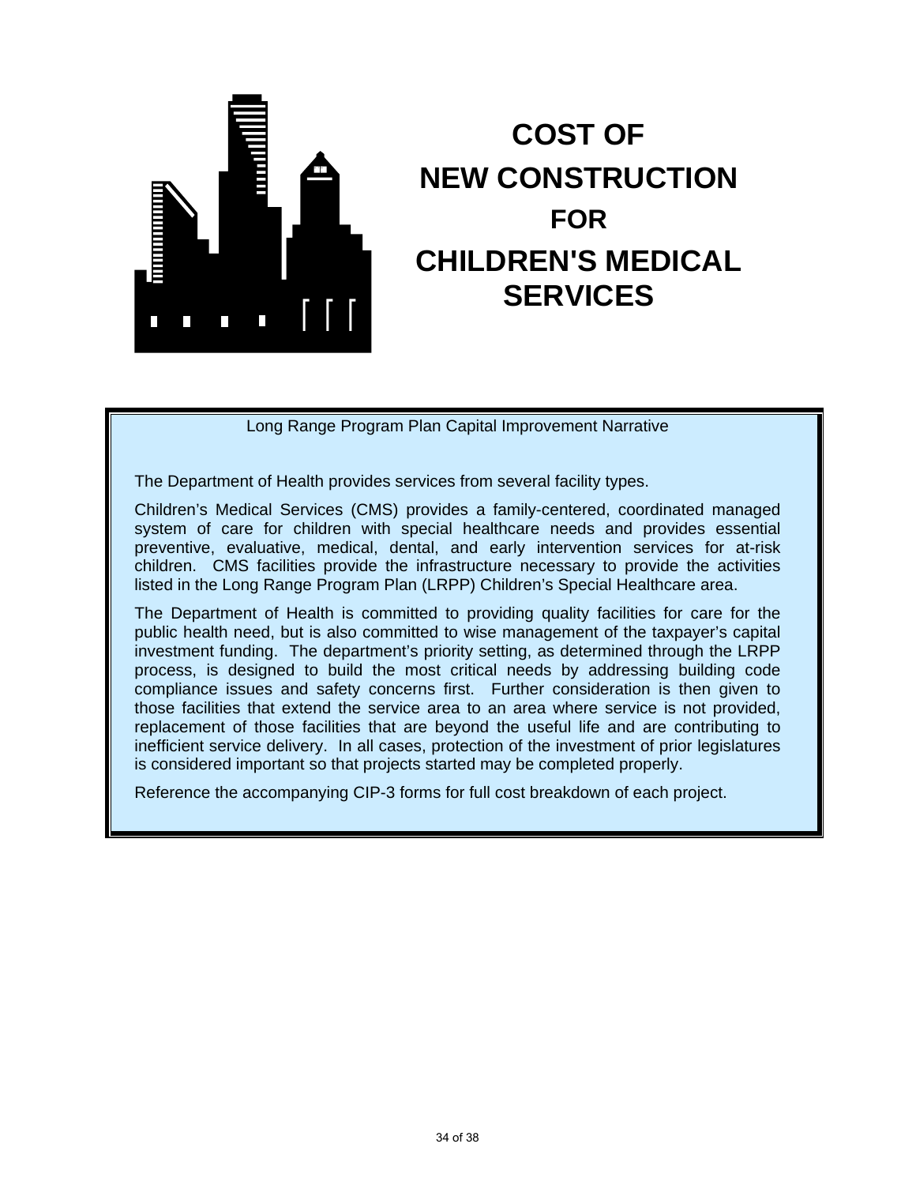# COST OF NEW CONSTRUCTION FOR CHILDREN'S MEDICAL SERVICES

Long Range Program Plan Capital Improvement Narrative

The Department of Health provides services from several facility types.

Children's Medical Services (CMS) provides a family-centered, coordinated managed system of care for children with special healthcare needs and provides essential preventive, evaluative, medical, dental, and early intervention services for at-risk children. CMS facilities provide the infrastructure necessary to provide the activities listed in the Long Range Program Plan (LRPP) Children's Special Healthcare area.

The Department of Health is committed to providing quality facilities for care for the public health need, but is also committed to wise management of the taxpayer's capital investment funding. The department's priority setting, as determined through the LRPP process, is designed to build the most critical needs by addressing building code compliance issues and safety concerns first. Further consideration is then given to those facilities that extend the service area to an area where service is not provided, replacement of those facilities that are beyond the useful life and are contributing to inefficient service delivery. In all cases, protection of the investment of prior legislatures is considered important so that projects started may be completed properly.

Reference the accompanying CIP-3 forms for full cost breakdown of each project.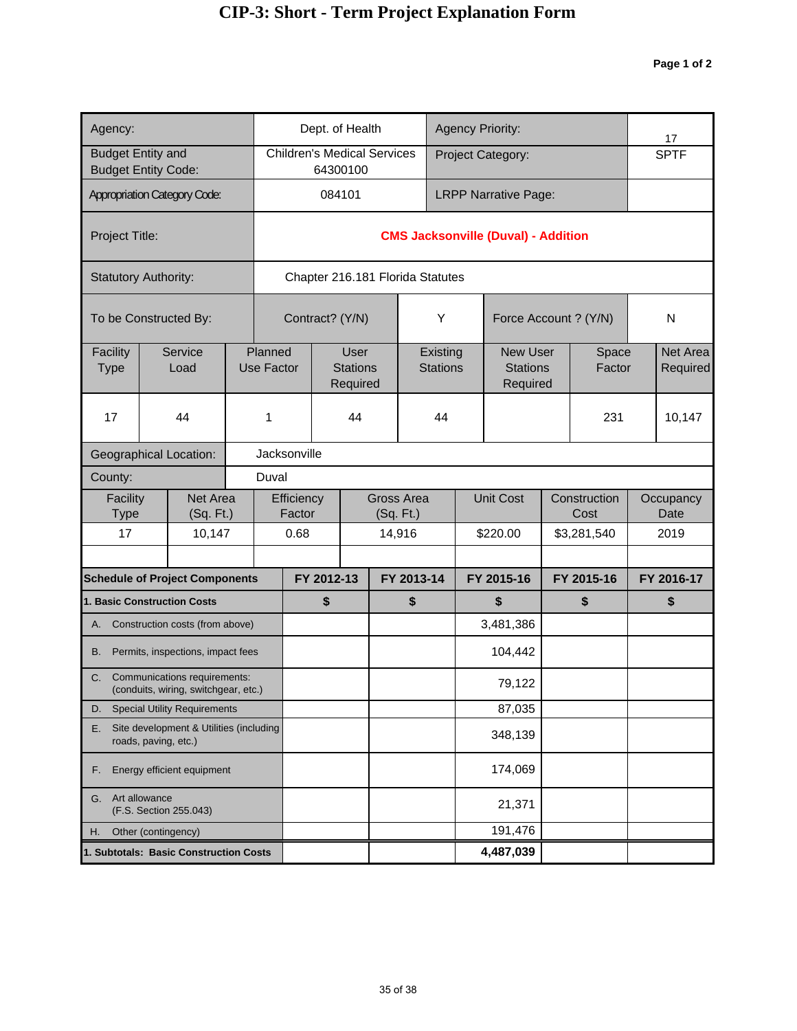# CIP-3: Short - Term Project Explanation Form

Page 1 of 2

| | | | |
|---|---|---|---|
| Agency: | Dept. of Health | Agency Priority: | 17 |
| Budget Entity and Budget Entity Code: | Children's Medical Services 64300100 | Project Category: | SPTF |
| Appropriation Category Code: | 084101 | LRPP Narrative Page: | |
| Project Title: | **CMS Jacksonville (Duval) - Addition** | | |
| Statutory Authority: | Chapter 216.181 Florida Statutes | | |

| To be Constructed By: | Contract? (Y/N) | Y | Force Account ? (Y/N) | N |
|---|---|---|---|---|

| Facility Type | Service Load | Planned Use Factor | User Stations Required | Existing Stations | New User Stations Required | Space Factor | Net Area Required |
|---|---|---|---|---|---|---|---|
| 17 | 44 | 1 | 44 | 44 | | 231 | 10,147 |

| | |
|---|---|
| Geographical Location: | Jacksonville |
| County: | Duval |

| Facility Type | Net Area (Sq. Ft.) | Efficiency Factor | Gross Area (Sq. Ft.) | Unit Cost | Construction Cost | Occupancy Date |
|---|---|---|---|---|---|---|
| 17 | 10,147 | 0.68 | 14,916 | $220.00 | $3,281,540 | 2019 |
| | | | | | | |

| **Schedule of Project Components** | **FY 2012-13** | **FY 2013-14** | **FY 2015-16** | **FY 2015-16** | **FY 2016-17** |
|---|---|---|---|---|---|
| **1. Basic Construction Costs** | **$** | **$** | **$** | **$** | **$** |
| A. Construction costs (from above) | | | 3,481,386 | | |
| B. Permits, inspections, impact fees | | | 104,442 | | |
| C. Communications requirements: (conduits, wiring, switchgear, etc.) | | | 79,122 | | |
| D. Special Utility Requirements | | | 87,035 | | |
| E. Site development & Utilities (including roads, paving, etc.) | | | 348,139 | | |
| F. Energy efficient equipment | | | 174,069 | | |
| G. Art allowance (F.S. Section 255.043) | | | 21,371 | | |
| H. Other (contingency) | | | 191,476 | | |
| **1. Subtotals: Basic Construction Costs** | | | **4,487,039** | | |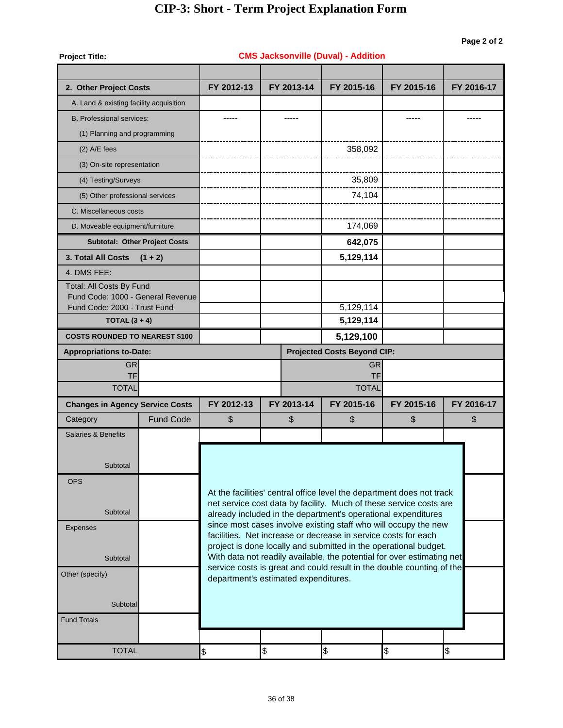# CIP-3: Short - Term Project Explanation Form

Page 2 of 2

**Project Title:** CMS Jacksonville (Duval) - Addition

| 2. Other Project Costs | FY 2012-13 | FY 2013-14 | FY 2015-16 | FY 2015-16 | FY 2016-17 |
|---|---|---|---|---|---|
| A. Land & existing facility acquisition | | | | | |
| B. Professional services: | ----- | ----- | | ----- | ----- |
| (1) Planning and programming | | | | | |
| (2) A/E fees | | | 358,092 | | |
| (3) On-site representation | | | | | |
| (4) Testing/Surveys | | | 35,809 | | |
| (5) Other professional services | | | 74,104 | | |
| C. Miscellaneous costs | | | | | |
| D. Moveable equipment/furniture | | | 174,069 | | |
| **Subtotal: Other Project Costs** | | | **642,075** | | |
| **3. Total All Costs (1 + 2)** | | | **5,129,114** | | |
| 4. DMS FEE: | | | | | |
| Total: All Costs By Fund | | | | | |
| Fund Code: 1000 - General Revenue | | | | | |
| Fund Code: 2000 - Trust Fund | | | 5,129,114 | | |
| **TOTAL (3 + 4)** | | | **5,129,114** | | |
| **COSTS ROUNDED TO NEAREST $100** | | | **5,129,100** | | |

| Appropriations to-Date: | | Projected Costs Beyond CIP: | |
|---|---|---|---|
| GR | | GR | |
| TF | | TF | |
| TOTAL | | TOTAL | |

| Changes in Agency Service Costs | | FY 2012-13 | FY 2013-14 | FY 2015-16 | FY 2015-16 | FY 2016-17 |
|---|---|---|---|---|---|---|
| Category | Fund Code | $ | $ | $ | $ | $ |
| Salaries & Benefits | | | | | | |
| Subtotal | | | | | | |
| OPS | | | | | | |
| Subtotal | | | | | | |
| Expenses | | | | | | |
| Subtotal | | | | | | |
| Other (specify) | | | | | | |
| Subtotal | | | | | | |
| Fund Totals | | | | | | |
| TOTAL | | $ | $ | $ | $ | $ |

At the facilities' central office level the department does not track net service cost data by facility. Much of these service costs are already included in the department's operational expenditures since most cases involve existing staff who will occupy the new facilities. Net increase or decrease in service costs for each project is done locally and submitted in the operational budget. With data not readily available, the potential for over estimating net service costs is great and could result in the double counting of the department's estimated expenditures.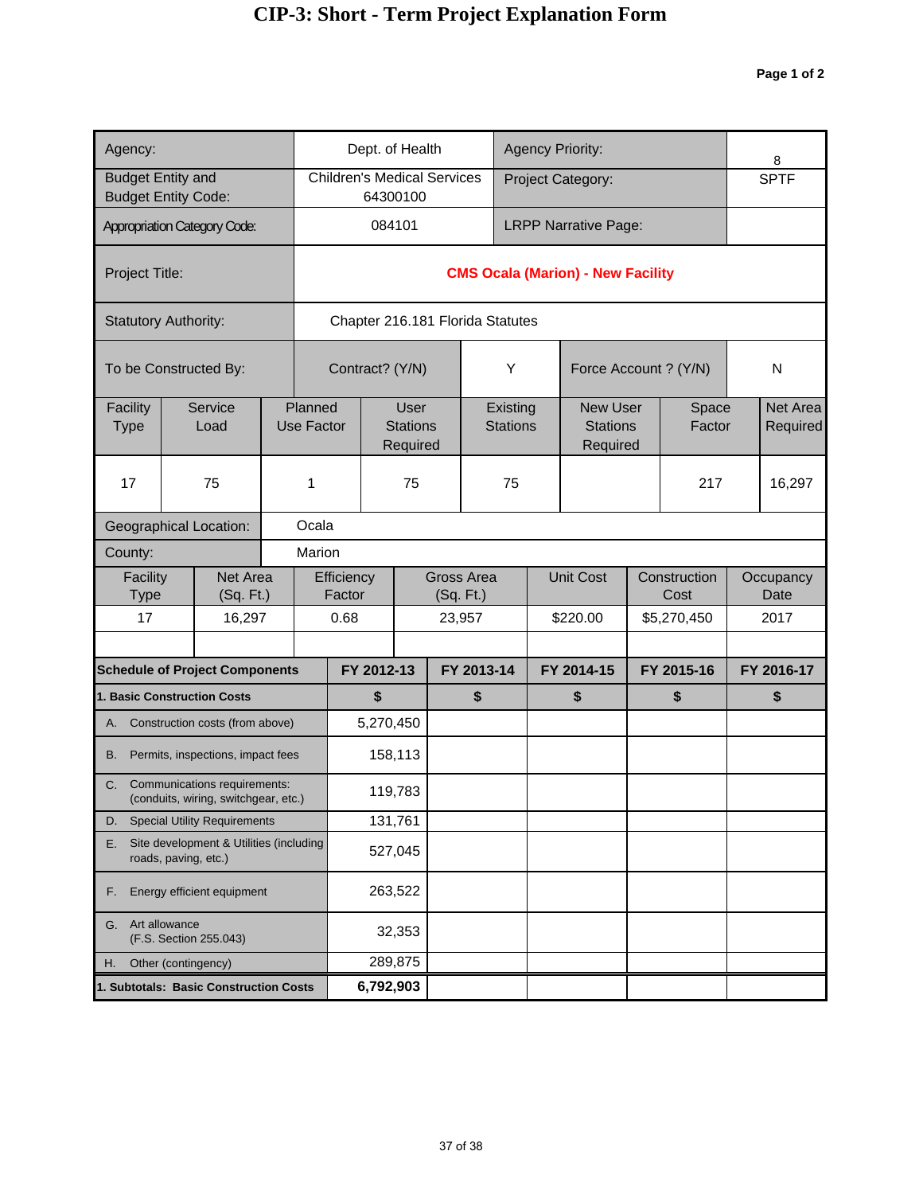# CIP-3: Short - Term Project Explanation Form

**Page 1 of 2**

| Agency: | Dept. of Health | Agency Priority: | 8 |
|---|---|---|---|
| Budget Entity and Budget Entity Code: | Children's Medical Services 64300100 | Project Category: | SPTF |
| Appropriation Category Code: | 084101 | LRPP Narrative Page: | |
| Project Title: | **CMS Ocala (Marion) - New Facility** | | |
| Statutory Authority: | Chapter 216.181 Florida Statutes | | |

| To be Constructed By: | Contract? (Y/N) | Y | Force Account ? (Y/N) | N |
|---|---|---|---|---|

| Facility Type | Service Load | Planned Use Factor | User Stations Required | Existing Stations | New User Stations Required | Space Factor | Net Area Required |
|---|---|---|---|---|---|---|---|
| 17 | 75 | 1 | 75 | 75 | | 217 | 16,297 |

| Geographical Location: | Ocala |
|---|---|
| County: | Marion |

| Facility Type | Net Area (Sq. Ft.) | Efficiency Factor | Gross Area (Sq. Ft.) | Unit Cost | Construction Cost | Occupancy Date |
|---|---|---|---|---|---|---|
| 17 | 16,297 | 0.68 | 23,957 | $220.00 | $5,270,450 | 2017 |
| | | | | | | |

| **Schedule of Project Components** | **FY 2012-13** | **FY 2013-14** | **FY 2014-15** | **FY 2015-16** | **FY 2016-17** |
|---|---|---|---|---|---|
| **1. Basic Construction Costs** | **$** | **$** | **$** | **$** | **$** |
| A. Construction costs (from above) | 5,270,450 | | | | |
| B. Permits, inspections, impact fees | 158,113 | | | | |
| C. Communications requirements: (conduits, wiring, switchgear, etc.) | 119,783 | | | | |
| D. Special Utility Requirements | 131,761 | | | | |
| E. Site development & Utilities (including roads, paving, etc.) | 527,045 | | | | |
| F. Energy efficient equipment | 263,522 | | | | |
| G. Art allowance (F.S. Section 255.043) | 32,353 | | | | |
| H. Other (contingency) | 289,875 | | | | |
| **1. Subtotals: Basic Construction Costs** | **6,792,903** | | | | |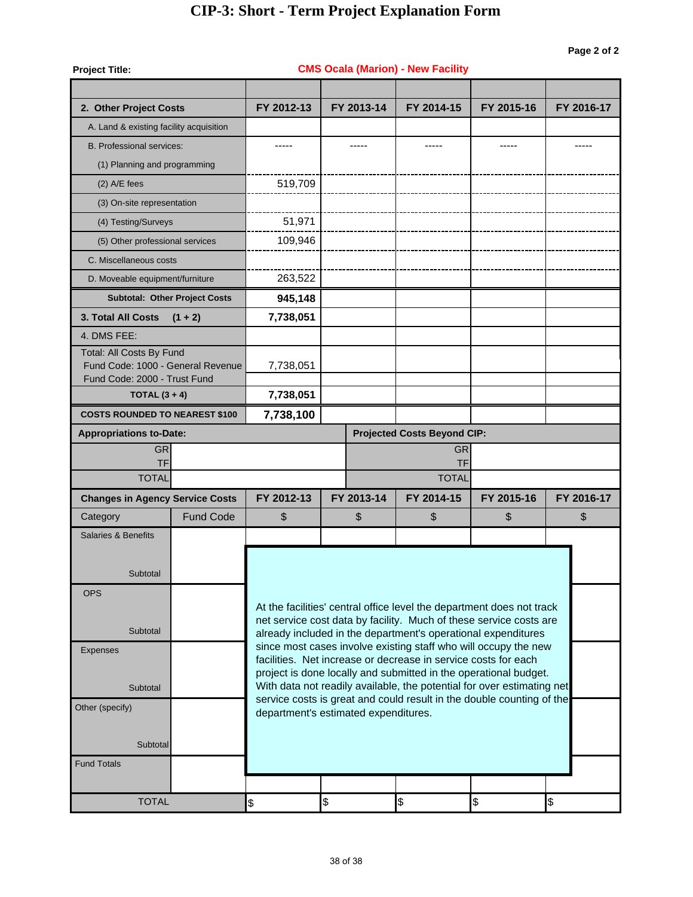# CIP-3: Short - Term Project Explanation Form

**Page 2 of 2**

**Project Title:** **CMS Ocala (Marion) - New Facility**

| 2. Other Project Costs | FY 2012-13 | FY 2013-14 | FY 2014-15 | FY 2015-16 | FY 2016-17 |
|---|---|---|---|---|---|
| A. Land & existing facility acquisition | | | | | |
| B. Professional services: | ----- | ----- | ----- | ----- | ----- |
| (1) Planning and programming | | | | | |
| (2) A/E fees | 519,709 | | | | |
| (3) On-site representation | | | | | |
| (4) Testing/Surveys | 51,971 | | | | |
| (5) Other professional services | 109,946 | | | | |
| C. Miscellaneous costs | | | | | |
| D. Moveable equipment/furniture | 263,522 | | | | |
| **Subtotal: Other Project Costs** | **945,148** | | | | |
| **3. Total All Costs (1 + 2)** | **7,738,051** | | | | |
| 4. DMS FEE: | | | | | |
| Total: All Costs By Fund | | | | | |
| Fund Code: 1000 - General Revenue | 7,738,051 | | | | |
| Fund Code: 2000 - Trust Fund | | | | | |
| **TOTAL (3 + 4)** | **7,738,051** | | | | |
| **COSTS ROUNDED TO NEAREST $100** | **7,738,100** | | | | |

| **Appropriations to-Date:** | | **Projected Costs Beyond CIP:** | |
|---|---|---|---|
| GR | | GR | |
| TF | | TF | |
| TOTAL | | TOTAL | |

| **Changes in Agency Service Costs** | | **FY 2012-13** | **FY 2013-14** | **FY 2014-15** | **FY 2015-16** | **FY 2016-17** |
|---|---|---|---|---|---|---|
| Category | Fund Code | $ | $ | $ | $ | $ |
| Salaries & Benefits | | | | | | |
| Subtotal | | | | | | |
| OPS | | | | | | |
| Subtotal | | | | | | |
| Expenses | | | | | | |
| Subtotal | | | | | | |
| Other (specify) | | | | | | |
| Subtotal | | | | | | |
| Fund Totals | | | | | | |
| TOTAL | | $ | $ | $ | $ | $ |

At the facilities' central office level the department does not track net service cost data by facility. Much of these service costs are already included in the department's operational expenditures since most cases involve existing staff who will occupy the new facilities. Net increase or decrease in service costs for each project is done locally and submitted in the operational budget. With data not readily available, the potential for over estimating net service costs is great and could result in the double counting of the department's estimated expenditures.